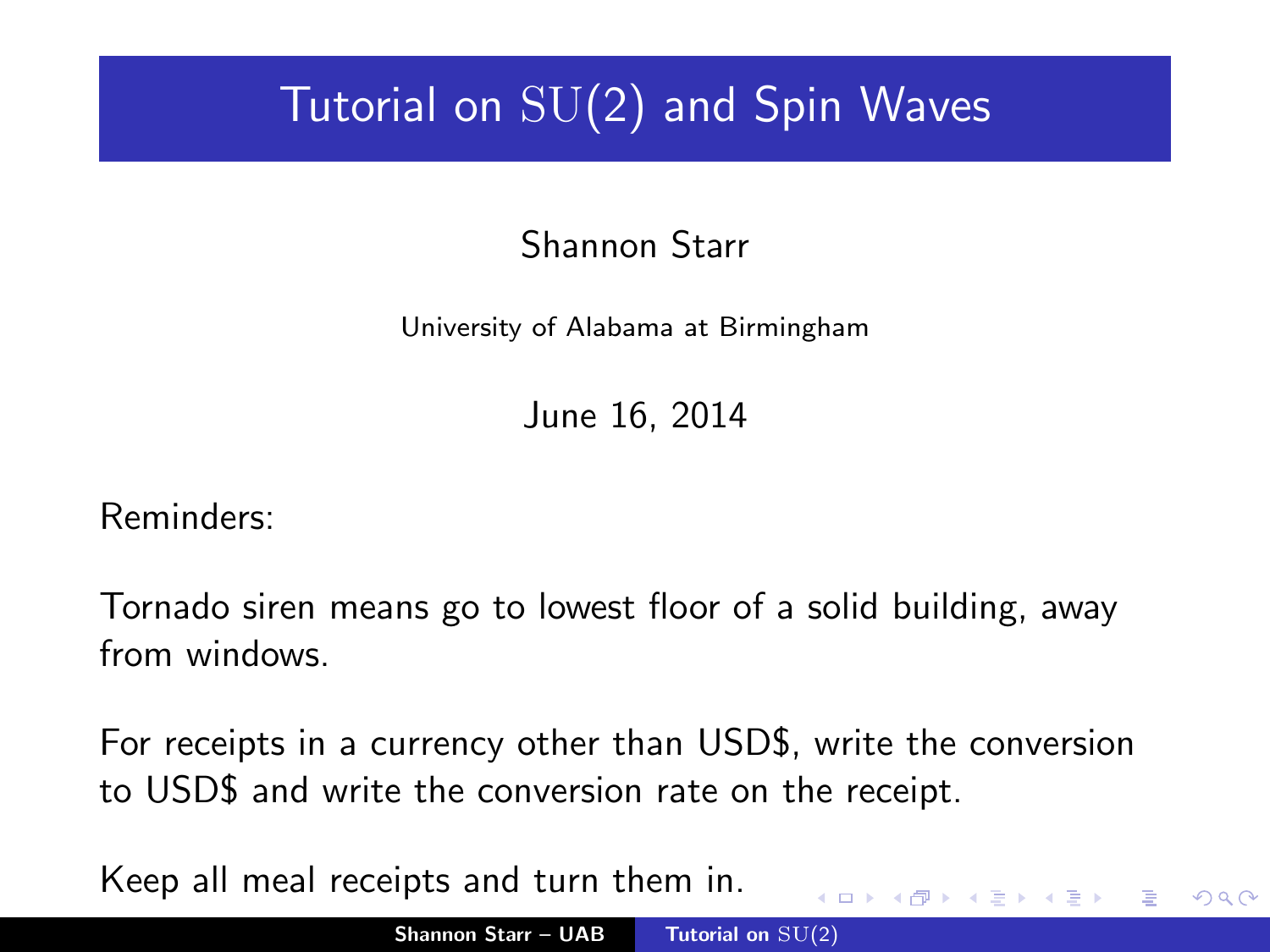# Tutorial on $\mathrm{SU}(2)$ and Spin Waves

Shannon Starr

University of Alabama at Birmingham

June 16, 2014

Reminders:

Tornado siren means go to lowest floor of a solid building, away from windows.

For receipts in a currency other than USD$, write the conversion to USD$ and write the conversion rate on the receipt.

Keep all meal receipts and turn them in.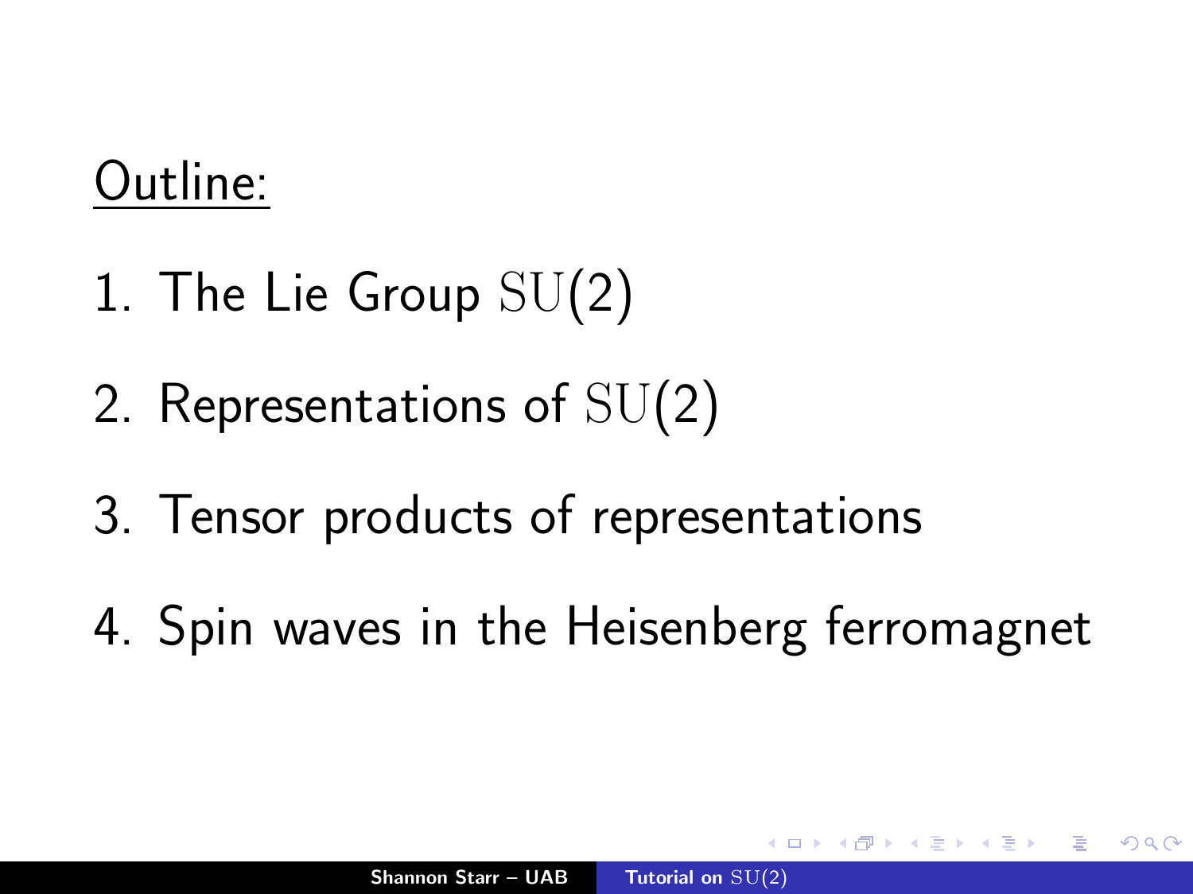Outline:

1. The Lie Group $\mathrm{SU}(2)$
2. Representations of $\mathrm{SU}(2)$
3. Tensor products of representations
4. Spin waves in the Heisenberg ferromagnet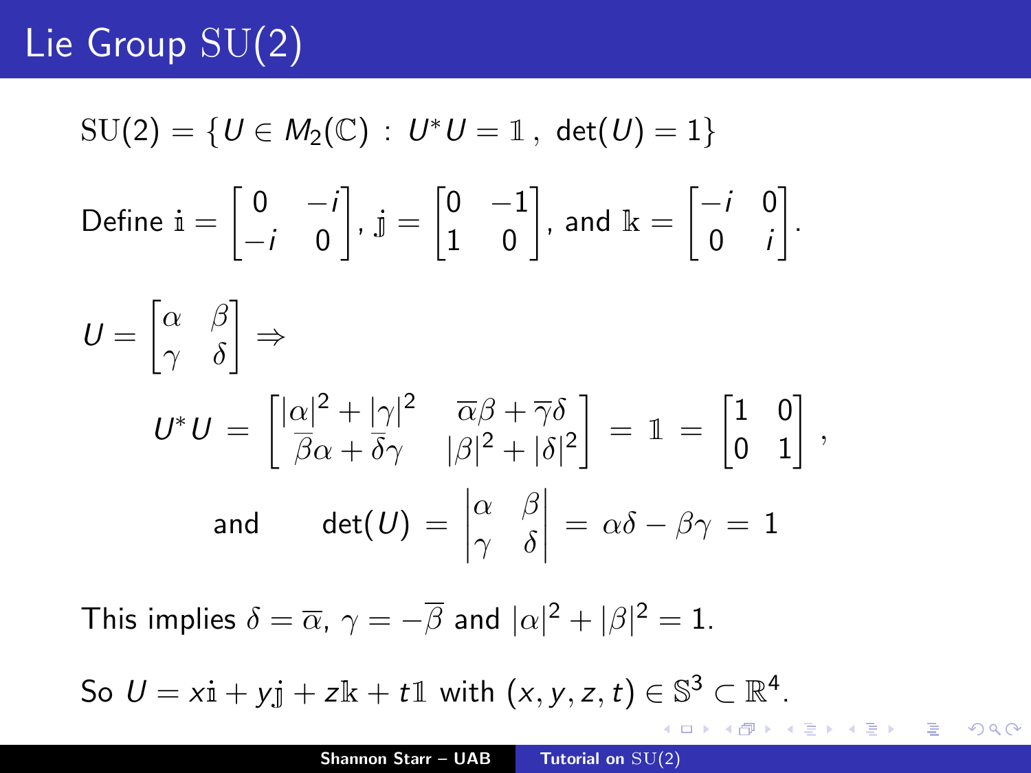# Lie Group $\mathrm{SU}(2)$

$$\mathrm{SU}(2) = \{U \in M_2(\mathbb{C}) \,:\, U^* U = \mathbb{1}\,,\ \det(U) = 1\}$$

Define $\mathbb{i} = \begin{bmatrix} 0 & -i \\ -i & 0 \end{bmatrix}$, $\mathbb{j} = \begin{bmatrix} 0 & -1 \\ 1 & 0 \end{bmatrix}$, and $\mathbb{k} = \begin{bmatrix} -i & 0 \\ 0 & i \end{bmatrix}$.

$$U = \begin{bmatrix} \alpha & \beta \\ \gamma & \delta \end{bmatrix} \Rightarrow$$

$$U^* U = \begin{bmatrix} |\alpha|^2 + |\gamma|^2 & \overline{\alpha}\beta + \overline{\gamma}\delta \\ \overline{\beta}\alpha + \overline{\delta}\gamma & |\beta|^2 + |\delta|^2 \end{bmatrix} = \mathbb{1} = \begin{bmatrix} 1 & 0 \\ 0 & 1 \end{bmatrix},$$

$$\text{and} \qquad \det(U) = \begin{vmatrix} \alpha & \beta \\ \gamma & \delta \end{vmatrix} = \alpha\delta - \beta\gamma = 1$$

This implies $\delta = \overline{\alpha}$, $\gamma = -\overline{\beta}$ and $|\alpha|^2 + |\beta|^2 = 1$.

So $U = x\mathbb{i} + y\mathbb{j} + z\mathbb{k} + t\mathbb{1}$ with $(x, y, z, t) \in \mathbb{S}^3 \subset \mathbb{R}^4$.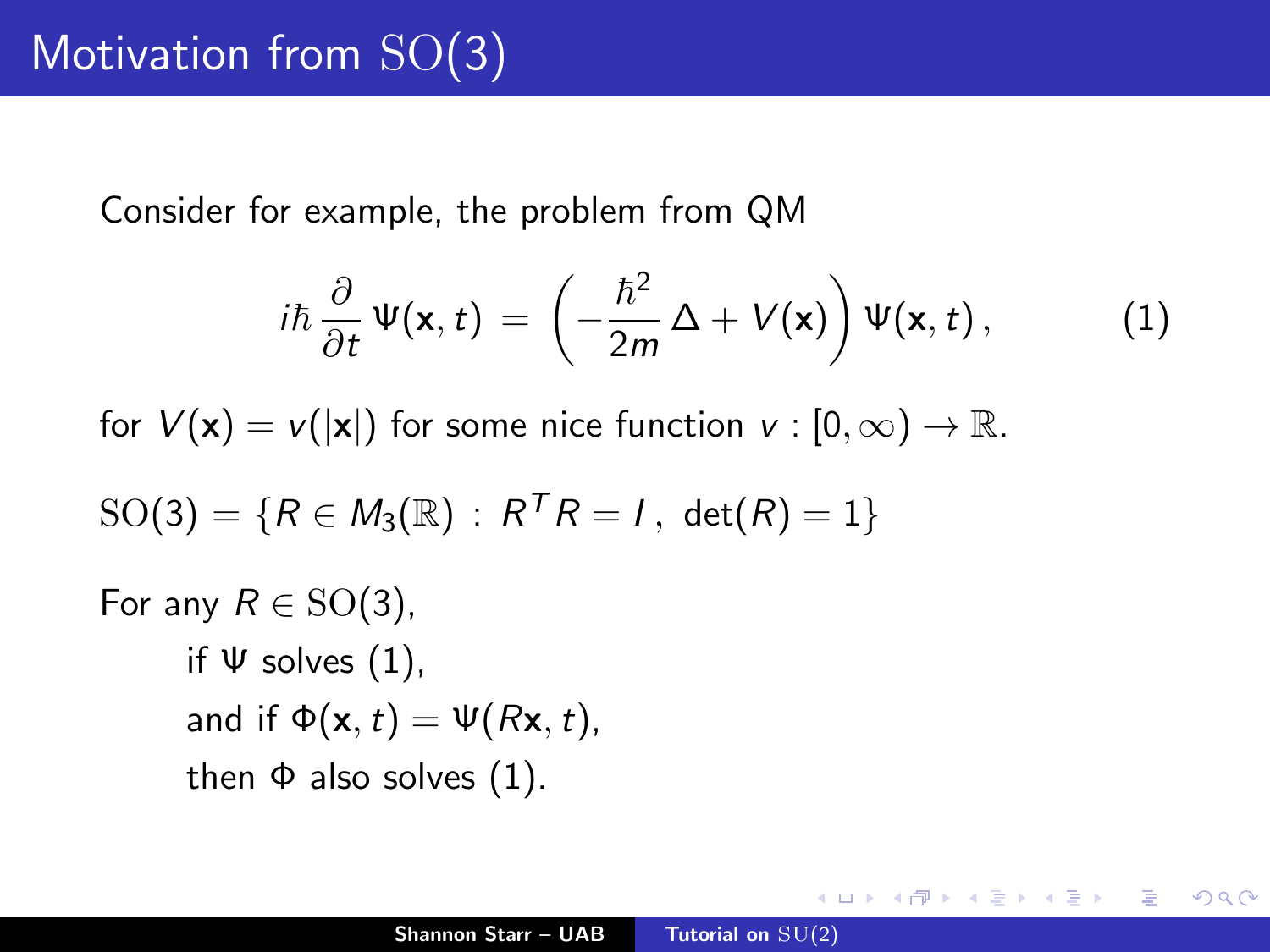# Motivation from $\mathrm{SO}(3)$

Consider for example, the problem from QM

$$i\hbar \frac{\partial}{\partial t} \Psi(\mathbf{x}, t) = \left(-\frac{\hbar^2}{2m} \Delta + V(\mathbf{x})\right) \Psi(\mathbf{x}, t), \tag{1}$$

for $V(\mathbf{x}) = v(|\mathbf{x}|)$ for some nice function $v : [0, \infty) \to \mathbb{R}$.

$\mathrm{SO}(3) = \{R \in M_3(\mathbb{R}) \, : \, R^T R = I \, , \, \det(R) = 1\}$

For any $R \in \mathrm{SO}(3)$,

if $\Psi$ solves (1),

and if $\Phi(\mathbf{x}, t) = \Psi(R\mathbf{x}, t)$,

then $\Phi$ also solves (1).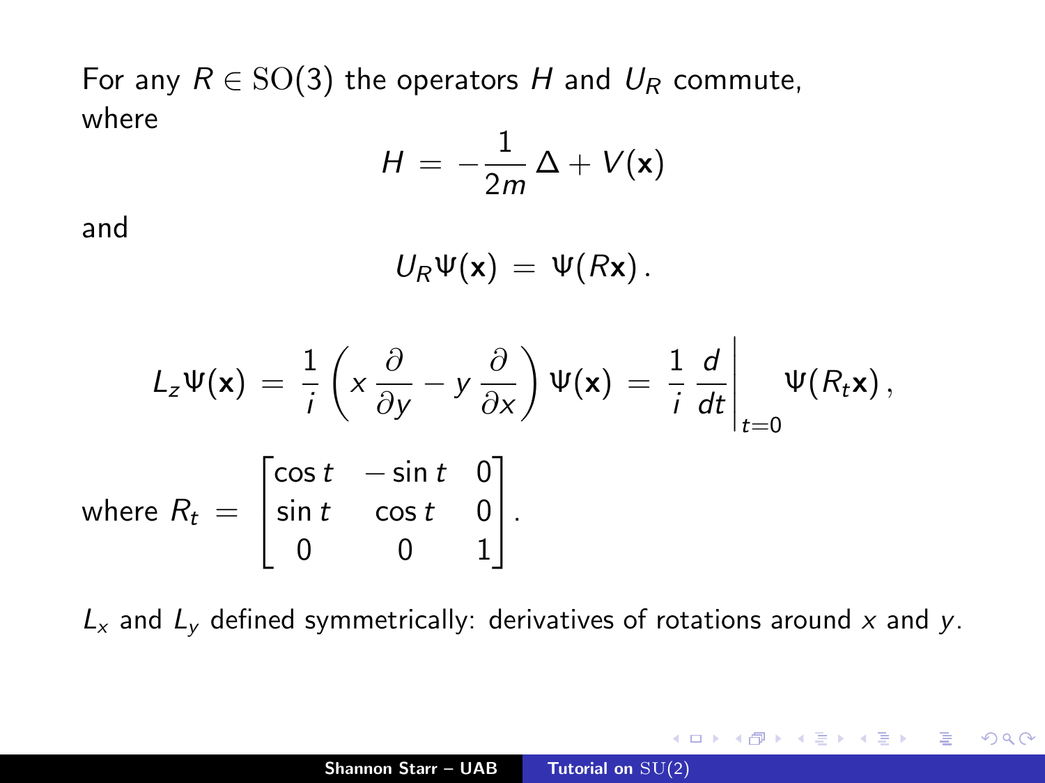For any $R \in \mathrm{SO}(3)$ the operators $H$ and $U_R$ commute, where

$$H = -\frac{1}{2m}\Delta + V(\mathbf{x})$$

and

$$U_R \Psi(\mathbf{x}) = \Psi(R\mathbf{x}).$$

$$L_z \Psi(\mathbf{x}) = \frac{1}{i}\left(x\frac{\partial}{\partial y} - y\frac{\partial}{\partial x}\right)\Psi(\mathbf{x}) = \frac{1}{i}\left.\frac{d}{dt}\right|_{t=0} \Psi(R_t\mathbf{x}),$$

where $R_t = \begin{bmatrix} \cos t & -\sin t & 0 \\ \sin t & \cos t & 0 \\ 0 & 0 & 1 \end{bmatrix}$.

$L_x$ and $L_y$ defined symmetrically: derivatives of rotations around $x$ and $y$.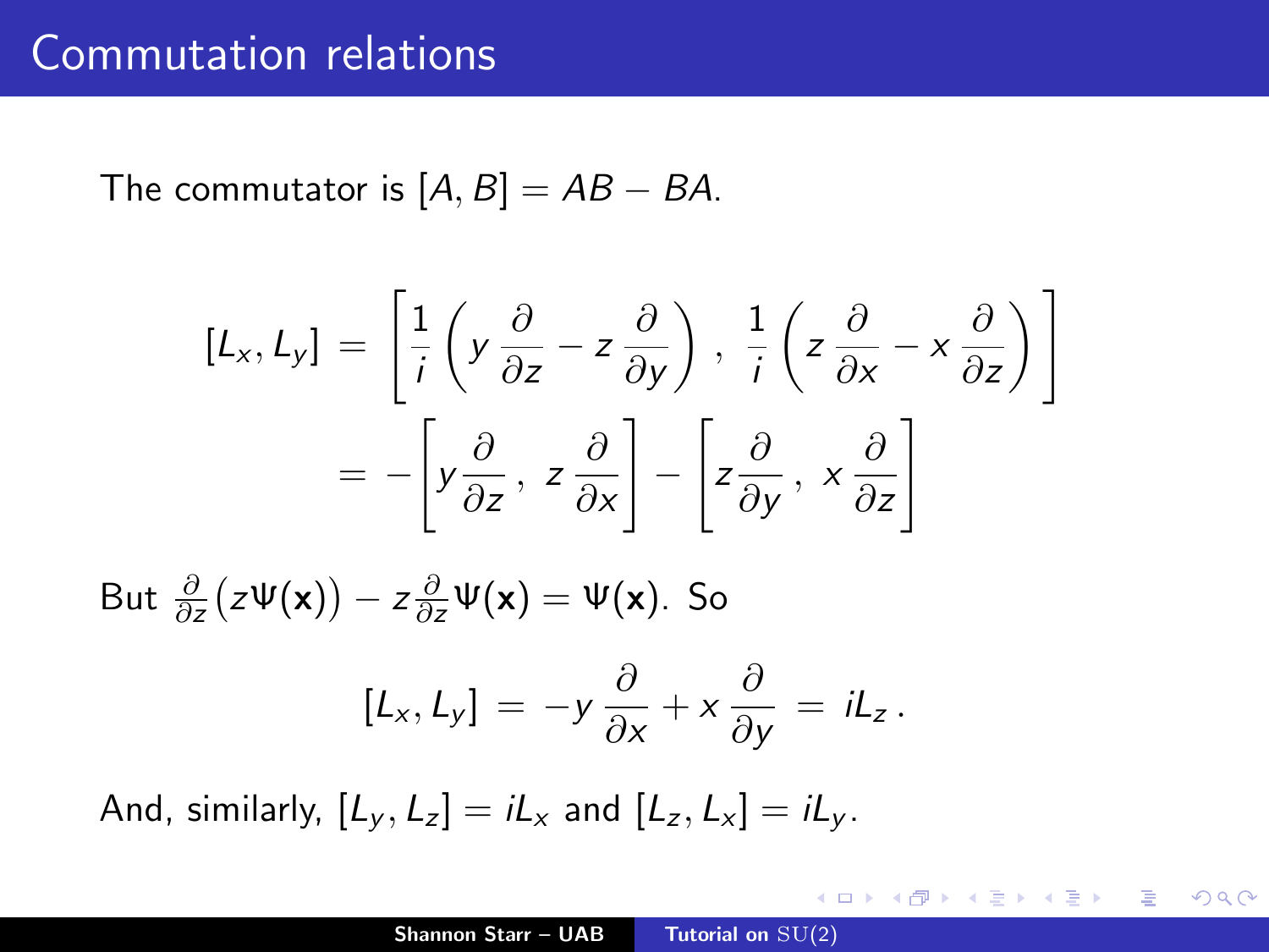# Commutation relations

The commutator is $[A, B] = AB - BA$.

$$[L_x, L_y] = \left[ \frac{1}{i} \left( y \frac{\partial}{\partial z} - z \frac{\partial}{\partial y} \right) , \ \frac{1}{i} \left( z \frac{\partial}{\partial x} - x \frac{\partial}{\partial z} \right) \right]$$

$$= -\left[ y \frac{\partial}{\partial z} , \ z \frac{\partial}{\partial x} \right] - \left[ z \frac{\partial}{\partial y} , \ x \frac{\partial}{\partial z} \right]$$

But $\frac{\partial}{\partial z}\big(z\Psi(\mathbf{x})\big) - z\frac{\partial}{\partial z}\Psi(\mathbf{x}) = \Psi(\mathbf{x})$. So

$$[L_x, L_y] = -y \frac{\partial}{\partial x} + x \frac{\partial}{\partial y} = iL_z \, .$$

And, similarly, $[L_y, L_z] = iL_x$ and $[L_z, L_x] = iL_y$.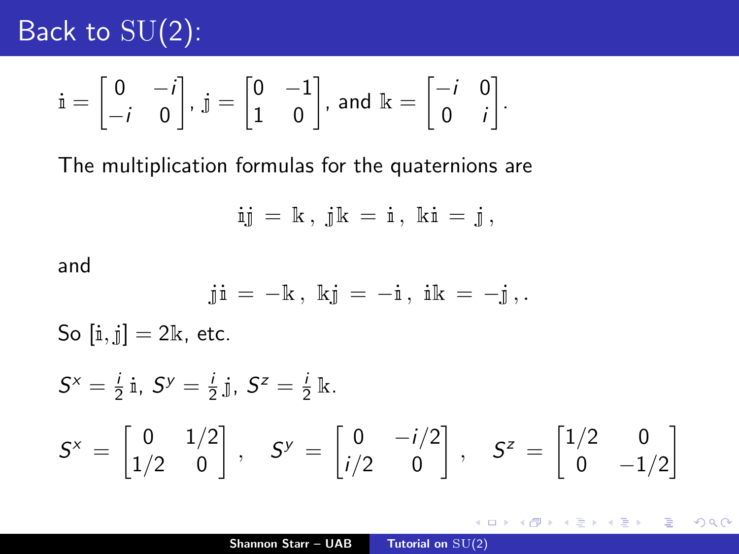# Back to $\mathrm{SU}(2)$:

$$\mathbb{i} = \begin{bmatrix} 0 & -i \\ -i & 0 \end{bmatrix},\ \mathbb{j} = \begin{bmatrix} 0 & -1 \\ 1 & 0 \end{bmatrix},\ \text{and}\ \mathbb{k} = \begin{bmatrix} -i & 0 \\ 0 & i \end{bmatrix}.$$

The multiplication formulas for the quaternions are

$$\mathbb{i}\mathbb{j} = \mathbb{k}\,,\ \mathbb{j}\mathbb{k} = \mathbb{i}\,,\ \mathbb{k}\mathbb{i} = \mathbb{j}\,,$$

and

$$\mathbb{j}\mathbb{i} = -\mathbb{k}\,,\ \mathbb{k}\mathbb{j} = -\mathbb{i}\,,\ \mathbb{i}\mathbb{k} = -\mathbb{j}\,,.$$

So $[\mathbb{i},\mathbb{j}] = 2\mathbb{k}$, etc.

$S^x = \frac{i}{2}\,\mathbb{i}$, $S^y = \frac{i}{2}\,\mathbb{j}$, $S^z = \frac{i}{2}\,\mathbb{k}$.

$$S^x = \begin{bmatrix} 0 & 1/2 \\ 1/2 & 0 \end{bmatrix},\quad S^y = \begin{bmatrix} 0 & -i/2 \\ i/2 & 0 \end{bmatrix},\quad S^z = \begin{bmatrix} 1/2 & 0 \\ 0 & -1/2 \end{bmatrix}$$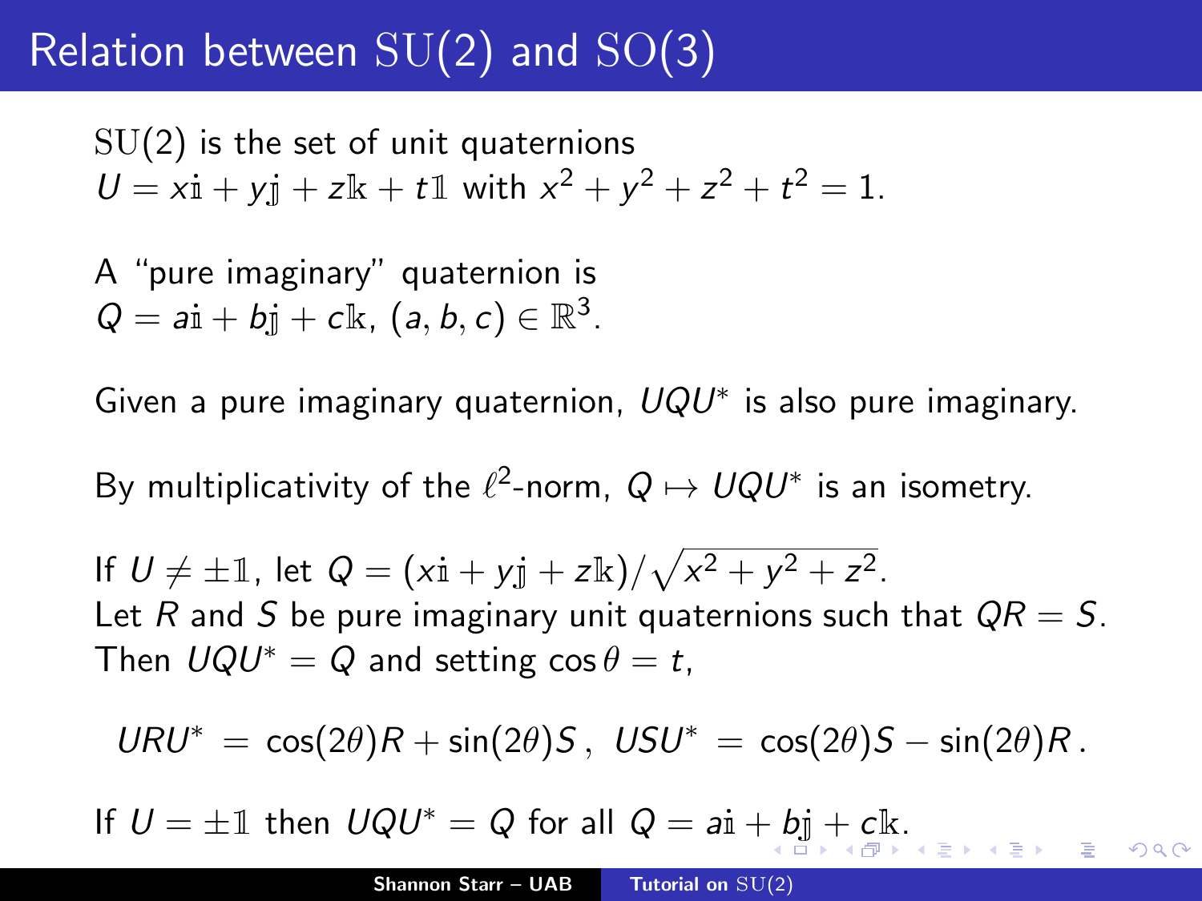# Relation between $\mathrm{SU}(2)$ and $\mathrm{SO}(3)$

$\mathrm{SU}(2)$ is the set of unit quaternions
$U = x\mathbb{i} + y\mathbb{j} + z\mathbb{k} + t\mathbb{1}$ with $x^2 + y^2 + z^2 + t^2 = 1$.

A "pure imaginary" quaternion is
$Q = a\mathbb{i} + b\mathbb{j} + c\mathbb{k}$, $(a, b, c) \in \mathbb{R}^3$.

Given a pure imaginary quaternion, $UQU^*$ is also pure imaginary.

By multiplicativity of the $\ell^2$-norm, $Q \mapsto UQU^*$ is an isometry.

If $U \neq \pm\mathbb{1}$, let $Q = (x\mathbb{i} + y\mathbb{j} + z\mathbb{k})/\sqrt{x^2 + y^2 + z^2}$.
Let $R$ and $S$ be pure imaginary unit quaternions such that $QR = S$.
Then $UQU^* = Q$ and setting $\cos\theta = t$,

$$URU^* = \cos(2\theta)R + \sin(2\theta)S\,,\ \ USU^* = \cos(2\theta)S - \sin(2\theta)R\,.$$

If $U = \pm\mathbb{1}$ then $UQU^* = Q$ for all $Q = a\mathbb{i} + b\mathbb{j} + c\mathbb{k}$.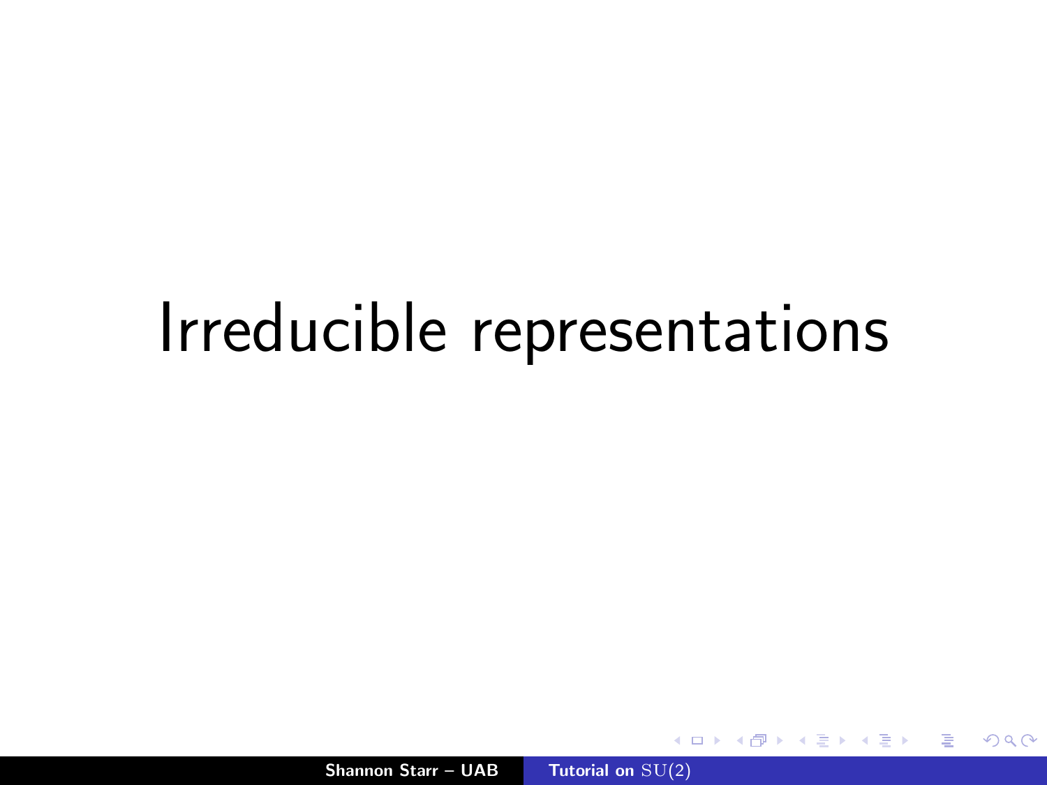# Irreducible representations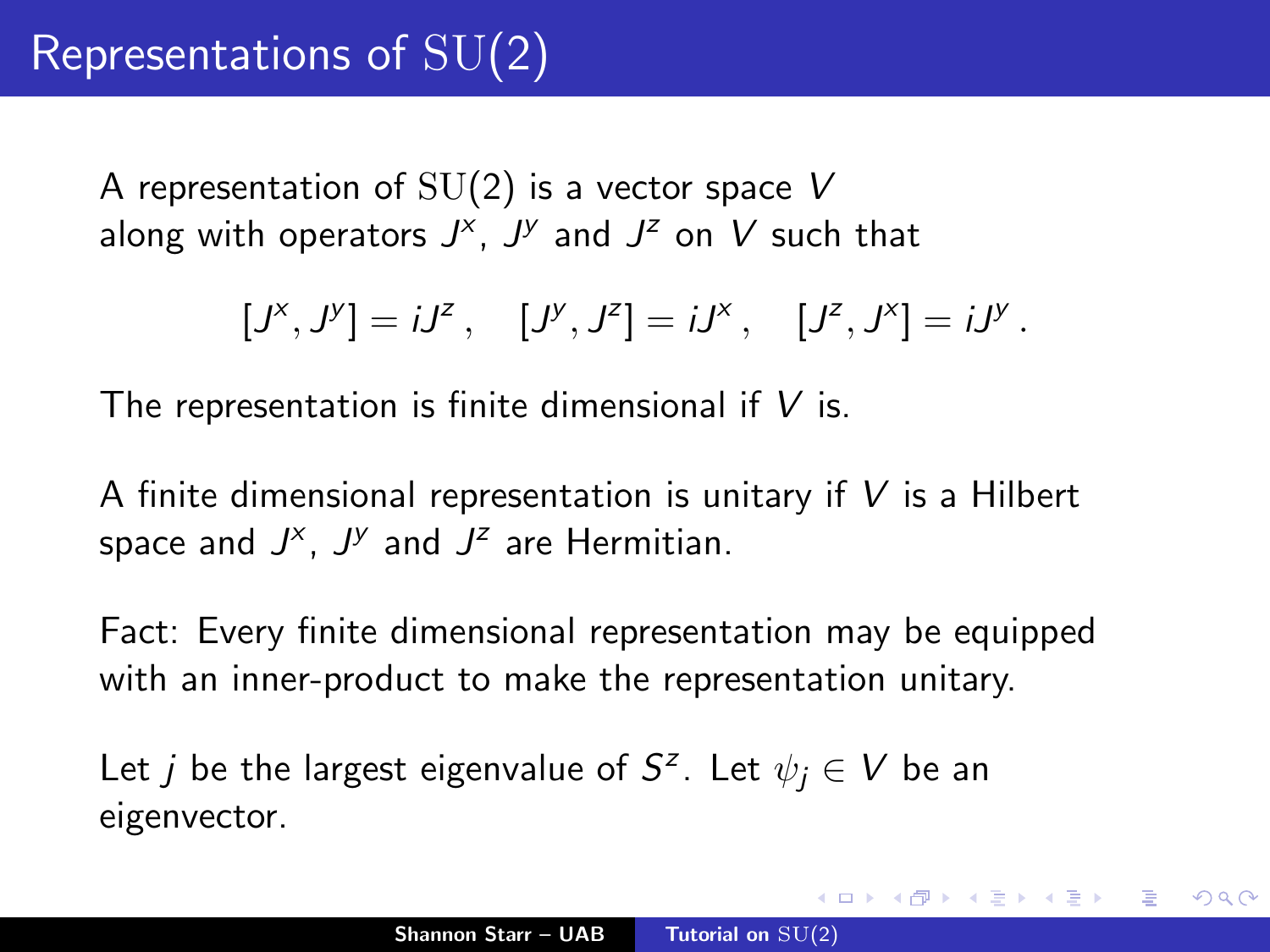# Representations of $\mathrm{SU}(2)$

A representation of $\mathrm{SU}(2)$ is a vector space $V$ along with operators $J^x$, $J^y$ and $J^z$ on $V$ such that

$$[J^x, J^y] = iJ^z\,, \quad [J^y, J^z] = iJ^x\,, \quad [J^z, J^x] = iJ^y\,.$$

The representation is finite dimensional if $V$ is.

A finite dimensional representation is unitary if $V$ is a Hilbert space and $J^x$, $J^y$ and $J^z$ are Hermitian.

Fact: Every finite dimensional representation may be equipped with an inner-product to make the representation unitary.

Let $j$ be the largest eigenvalue of $S^z$. Let $\psi_j \in V$ be an eigenvector.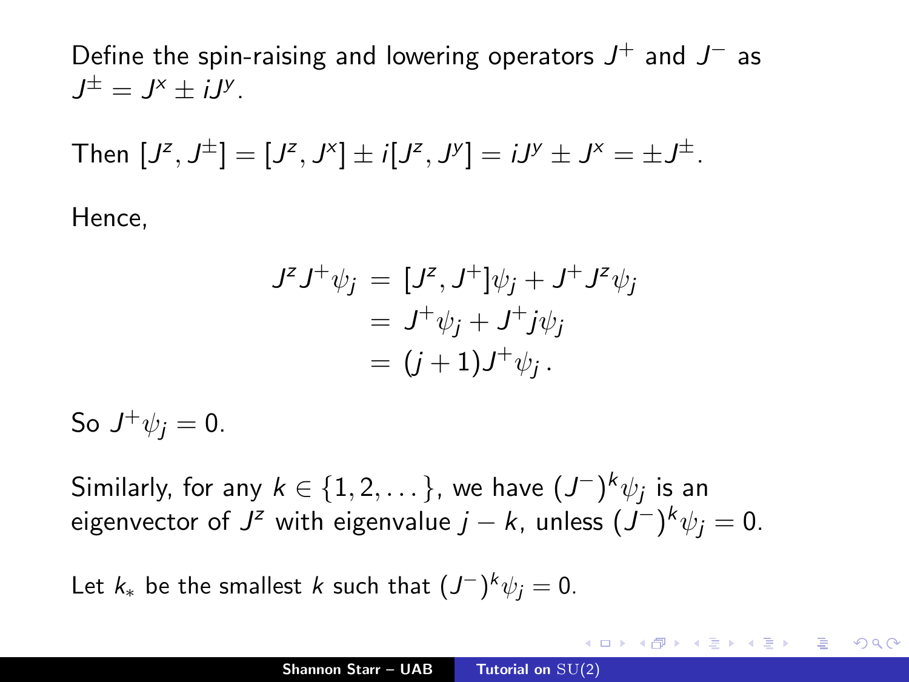Define the spin-raising and lowering operators $J^+$ and $J^-$ as $J^\pm = J^x \pm iJ^y$.

Then $[J^z, J^\pm] = [J^z, J^x] \pm i[J^z, J^y] = iJ^y \pm J^x = \pm J^\pm$.

Hence,

$$
\begin{aligned}
J^z J^+ \psi_j &= [J^z, J^+]\psi_j + J^+ J^z \psi_j \\
&= J^+ \psi_j + J^+ j \psi_j \\
&= (j+1) J^+ \psi_j \,.
\end{aligned}
$$

So $J^+ \psi_j = 0$.

Similarly, for any $k \in \{1, 2, \dots\}$, we have $(J^-)^k \psi_j$ is an eigenvector of $J^z$ with eigenvalue $j - k$, unless $(J^-)^k \psi_j = 0$.

Let $k_*$ be the smallest $k$ such that $(J^-)^k \psi_j = 0$.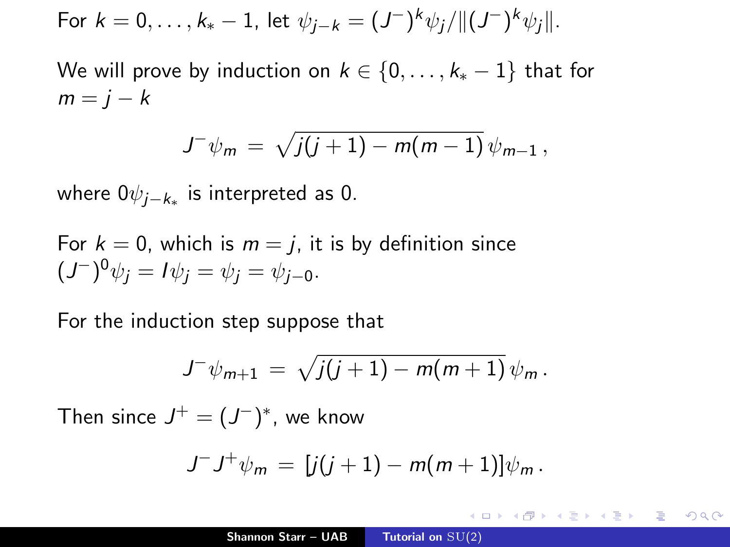For $k = 0, \ldots, k_* - 1$, let $\psi_{j-k} = (J^-)^k \psi_j / \|(J^-)^k \psi_j\|$.

We will prove by induction on $k \in \{0, \ldots, k_* - 1\}$ that for $m = j - k$

$$J^- \psi_m = \sqrt{j(j+1) - m(m-1)}\, \psi_{m-1}\,,$$

where $0\psi_{j-k_*}$ is interpreted as 0.

For $k = 0$, which is $m = j$, it is by definition since $(J^-)^0 \psi_j = I\psi_j = \psi_j = \psi_{j-0}$.

For the induction step suppose that

$$J^- \psi_{m+1} = \sqrt{j(j+1) - m(m+1)}\, \psi_m\,.$$

Then since $J^+ = (J^-)^*$, we know

$$J^- J^+ \psi_m = [j(j+1) - m(m+1)]\psi_m\,.$$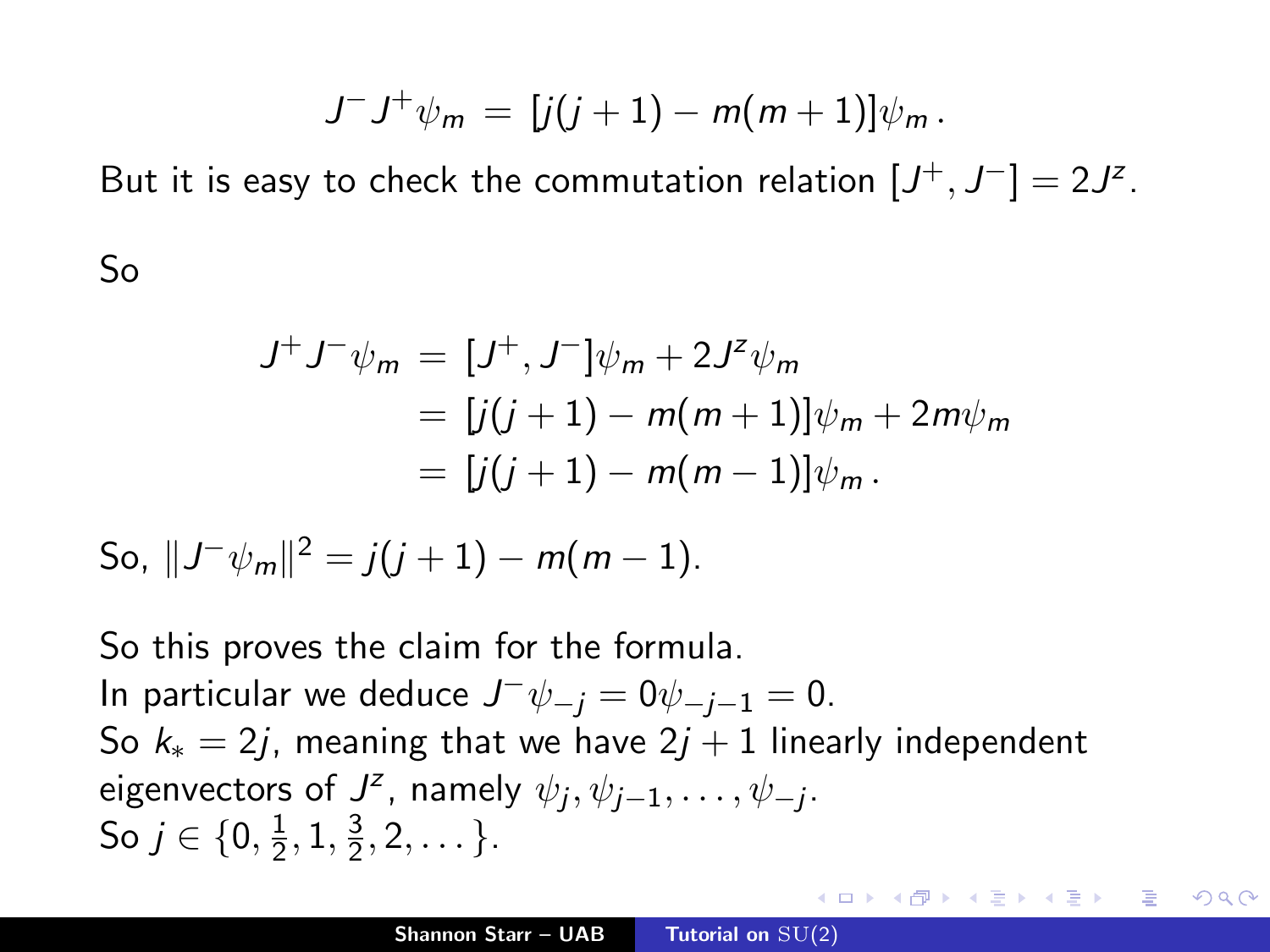$$J^- J^+ \psi_m = [j(j+1) - m(m+1)]\psi_m .$$

But it is easy to check the commutation relation $[J^+, J^-] = 2J^z$.

So

$$\begin{aligned}
J^+ J^- \psi_m &= [J^+, J^-]\psi_m + 2J^z \psi_m \\
&= [j(j+1) - m(m+1)]\psi_m + 2m\psi_m \\
&= [j(j+1) - m(m-1)]\psi_m .
\end{aligned}$$

So, $\|J^-\psi_m\|^2 = j(j+1) - m(m-1)$.

So this proves the claim for the formula.
In particular we deduce $J^-\psi_{-j} = 0\psi_{-j-1} = 0$.
So $k_* = 2j$, meaning that we have $2j+1$ linearly independent eigenvectors of $J^z$, namely $\psi_j, \psi_{j-1}, \dots, \psi_{-j}$.
So $j \in \{0, \frac{1}{2}, 1, \frac{3}{2}, 2, \dots\}$.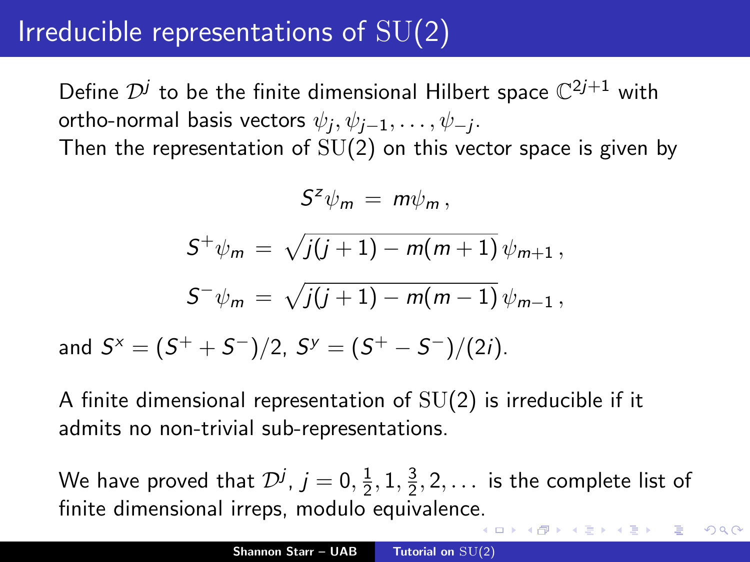# Irreducible representations of $\mathrm{SU}(2)$

Define $\mathcal{D}^j$ to be the finite dimensional Hilbert space $\mathbb{C}^{2j+1}$ with ortho-normal basis vectors $\psi_j, \psi_{j-1}, \dots, \psi_{-j}$.
Then the representation of $\mathrm{SU}(2)$ on this vector space is given by

$$S^z \psi_m = m \psi_m ,$$

$$S^+ \psi_m = \sqrt{j(j+1) - m(m+1)}\, \psi_{m+1} ,$$

$$S^- \psi_m = \sqrt{j(j+1) - m(m-1)}\, \psi_{m-1} ,$$

and $S^x = (S^+ + S^-)/2$, $S^y = (S^+ - S^-)/(2i)$.

A finite dimensional representation of $\mathrm{SU}(2)$ is irreducible if it admits no non-trivial sub-representations.

We have proved that $\mathcal{D}^j$, $j = 0, \frac{1}{2}, 1, \frac{3}{2}, 2, \dots$ is the complete list of finite dimensional irreps, modulo equivalence.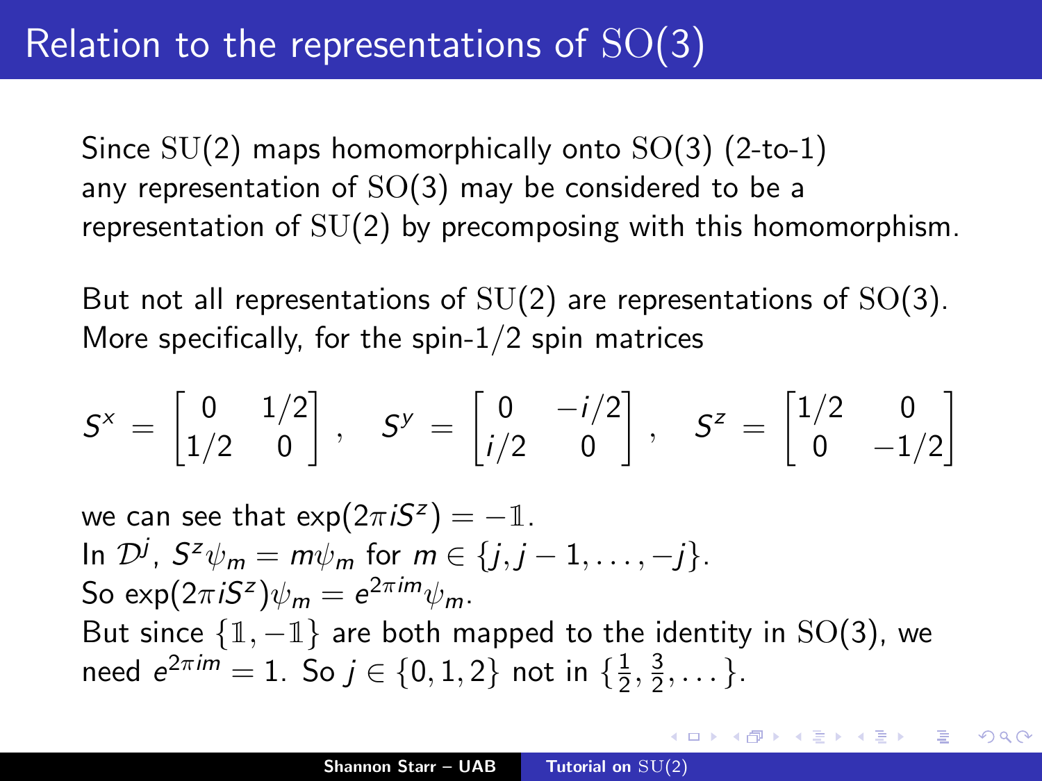# Relation to the representations of $\mathrm{SO}(3)$

Since $\mathrm{SU}(2)$ maps homomorphically onto $\mathrm{SO}(3)$ (2-to-1) any representation of $\mathrm{SO}(3)$ may be considered to be a representation of $\mathrm{SU}(2)$ by precomposing with this homomorphism.

But not all representations of $\mathrm{SU}(2)$ are representations of $\mathrm{SO}(3)$. More specifically, for the spin-$1/2$ spin matrices

$$S^x = \begin{bmatrix} 0 & 1/2 \\ 1/2 & 0 \end{bmatrix}, \quad S^y = \begin{bmatrix} 0 & -i/2 \\ i/2 & 0 \end{bmatrix}, \quad S^z = \begin{bmatrix} 1/2 & 0 \\ 0 & -1/2 \end{bmatrix}$$

we can see that $\exp(2\pi i S^z) = -\mathbb{1}$.
In $\mathcal{D}^j$, $S^z \psi_m = m\psi_m$ for $m \in \{j, j-1, \dots, -j\}$.
So $\exp(2\pi i S^z)\psi_m = e^{2\pi i m}\psi_m$.
But since $\{\mathbb{1}, -\mathbb{1}\}$ are both mapped to the identity in $\mathrm{SO}(3)$, we need $e^{2\pi i m} = 1$. So $j \in \{0, 1, 2\}$ not in $\{\frac{1}{2}, \frac{3}{2}, \dots\}$.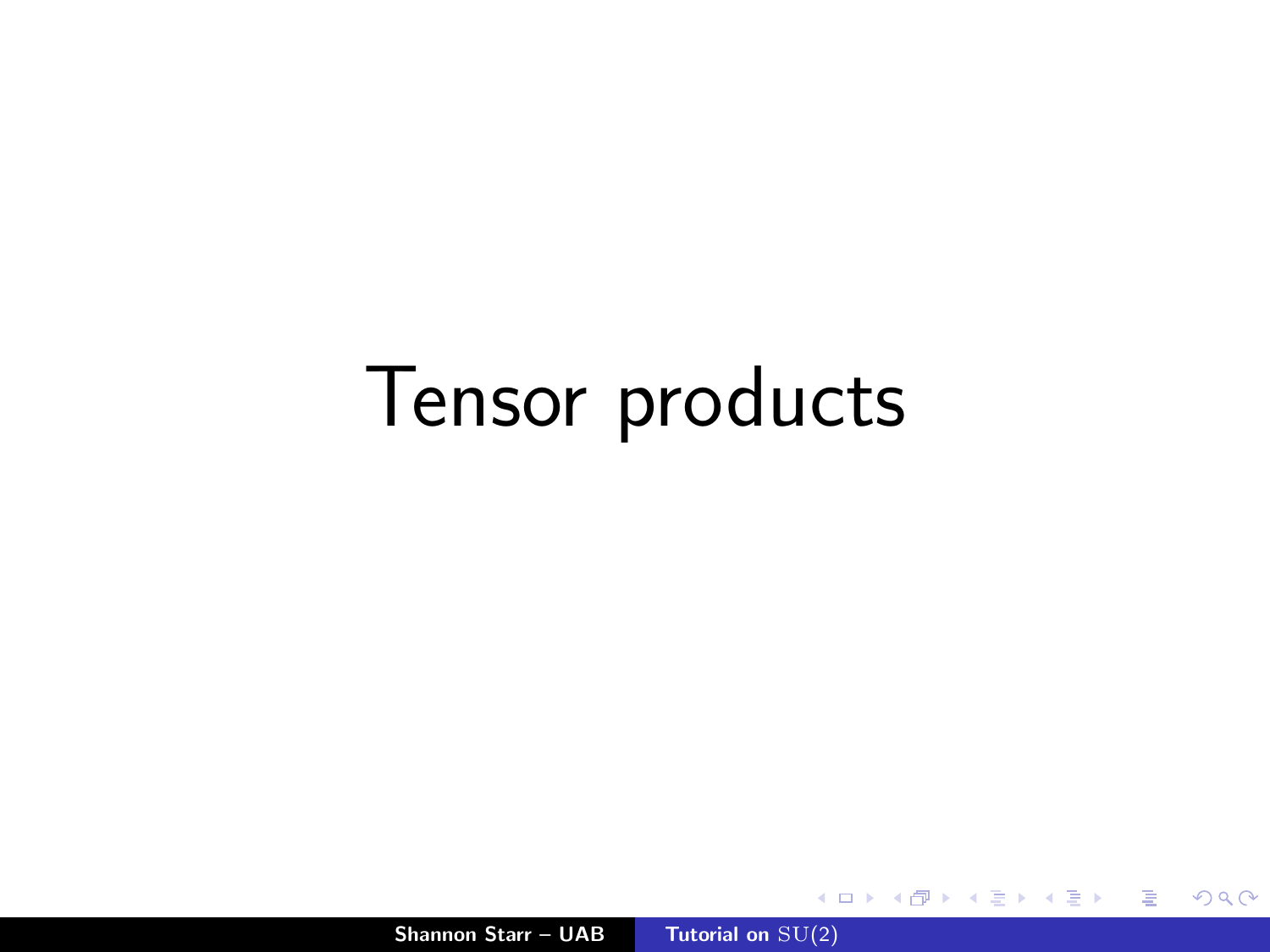# Tensor products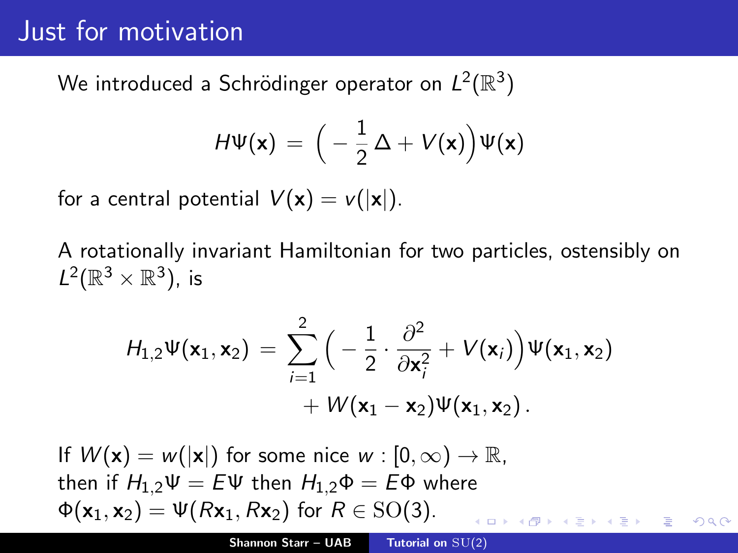# Just for motivation

We introduced a Schrödinger operator on $L^2(\mathbb{R}^3)$

$$H\Psi(\mathbf{x}) = \Big(-\frac{1}{2}\,\Delta + V(\mathbf{x})\Big)\Psi(\mathbf{x})$$

for a central potential $V(\mathbf{x}) = v(|\mathbf{x}|)$.

A rotationally invariant Hamiltonian for two particles, ostensibly on $L^2(\mathbb{R}^3 \times \mathbb{R}^3)$, is

$$H_{1,2}\Psi(\mathbf{x}_1, \mathbf{x}_2) = \sum_{i=1}^{2} \Big(-\frac{1}{2} \cdot \frac{\partial^2}{\partial \mathbf{x}_i^2} + V(\mathbf{x}_i)\Big)\Psi(\mathbf{x}_1, \mathbf{x}_2) + W(\mathbf{x}_1 - \mathbf{x}_2)\Psi(\mathbf{x}_1, \mathbf{x}_2)\,.$$

If $W(\mathbf{x}) = w(|\mathbf{x}|)$ for some nice $w : [0, \infty) \to \mathbb{R}$, then if $H_{1,2}\Psi = E\Psi$ then $H_{1,2}\Phi = E\Phi$ where $\Phi(\mathbf{x}_1, \mathbf{x}_2) = \Psi(R\mathbf{x}_1, R\mathbf{x}_2)$ for $R \in \mathrm{SO}(3)$.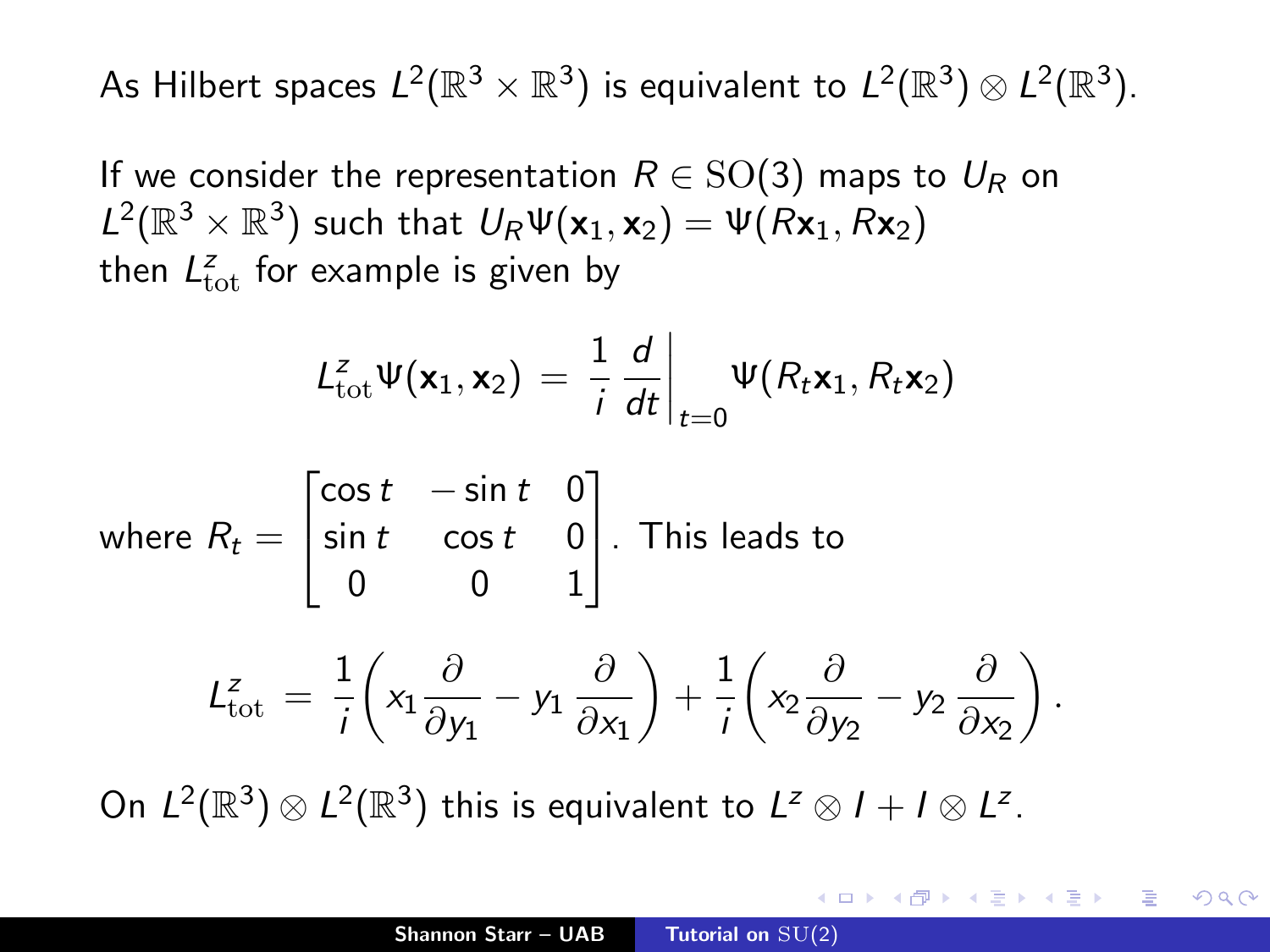As Hilbert spaces $L^2(\mathbb{R}^3 \times \mathbb{R}^3)$ is equivalent to $L^2(\mathbb{R}^3) \otimes L^2(\mathbb{R}^3)$.

If we consider the representation $R \in \mathrm{SO}(3)$ maps to $U_R$ on $L^2(\mathbb{R}^3 \times \mathbb{R}^3)$ such that $U_R \Psi(\mathbf{x}_1, \mathbf{x}_2) = \Psi(R\mathbf{x}_1, R\mathbf{x}_2)$ then $L^z_{\mathrm{tot}}$ for example is given by

$$L^z_{\mathrm{tot}} \Psi(\mathbf{x}_1, \mathbf{x}_2) = \frac{1}{i} \frac{d}{dt}\bigg|_{t=0} \Psi(R_t \mathbf{x}_1, R_t \mathbf{x}_2)$$

where $R_t = \begin{bmatrix} \cos t & -\sin t & 0 \\ \sin t & \cos t & 0 \\ 0 & 0 & 1 \end{bmatrix}$. This leads to

$$L^z_{\mathrm{tot}} = \frac{1}{i}\left(x_1 \frac{\partial}{\partial y_1} - y_1 \frac{\partial}{\partial x_1}\right) + \frac{1}{i}\left(x_2 \frac{\partial}{\partial y_2} - y_2 \frac{\partial}{\partial x_2}\right).$$

On $L^2(\mathbb{R}^3) \otimes L^2(\mathbb{R}^3)$ this is equivalent to $L^z \otimes I + I \otimes L^z$.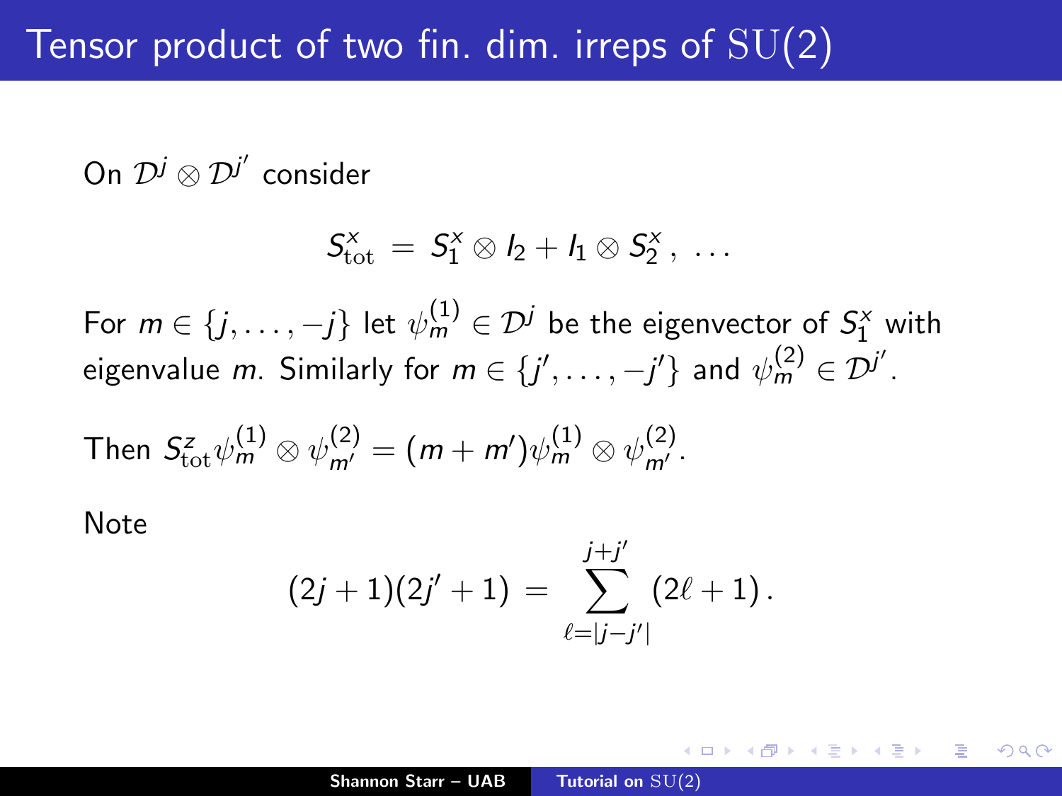# Tensor product of two fin. dim. irreps of $\mathrm{SU}(2)$

On $\mathcal{D}^j \otimes \mathcal{D}^{j'}$ consider

$$S^x_{\mathrm{tot}} \,=\, S^x_1 \otimes I_2 + I_1 \otimes S^x_2\,,\ \ldots$$

For $m \in \{j, \ldots, -j\}$ let $\psi^{(1)}_m \in \mathcal{D}^j$ be the eigenvector of $S^x_1$ with eigenvalue $m$. Similarly for $m \in \{j', \ldots, -j'\}$ and $\psi^{(2)}_m \in \mathcal{D}^{j'}$.

Then $S^z_{\mathrm{tot}} \psi^{(1)}_m \otimes \psi^{(2)}_{m'} = (m + m') \psi^{(1)}_m \otimes \psi^{(2)}_{m'}$.

Note

$$(2j+1)(2j'+1) \,=\, \sum_{\ell=|j-j'|}^{j+j'} (2\ell+1)\,.$$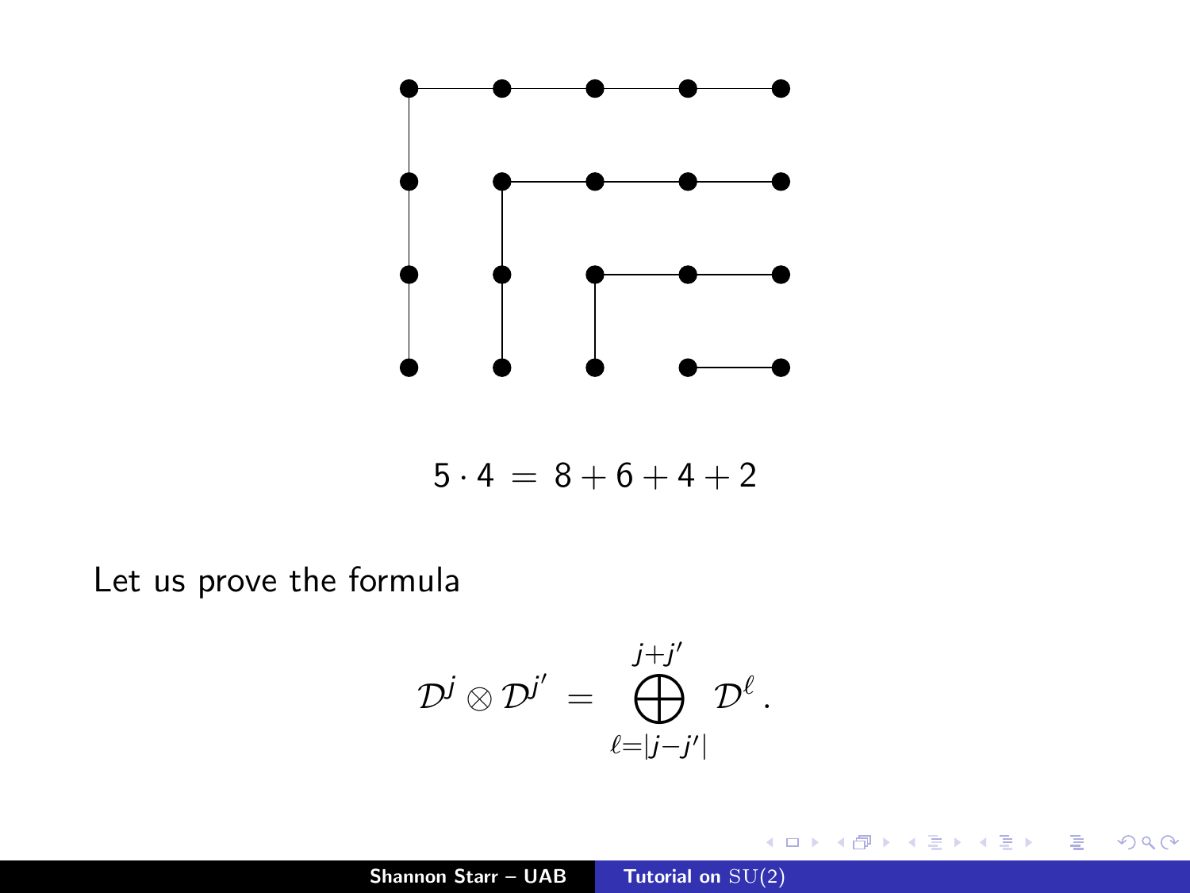$$5 \cdot 4 \;=\; 8 + 6 + 4 + 2$$

Let us prove the formula

$$\mathcal{D}^j \otimes \mathcal{D}^{j'} \;=\; \bigoplus_{\ell=|j-j'|}^{j+j'} \mathcal{D}^{\ell}\,.$$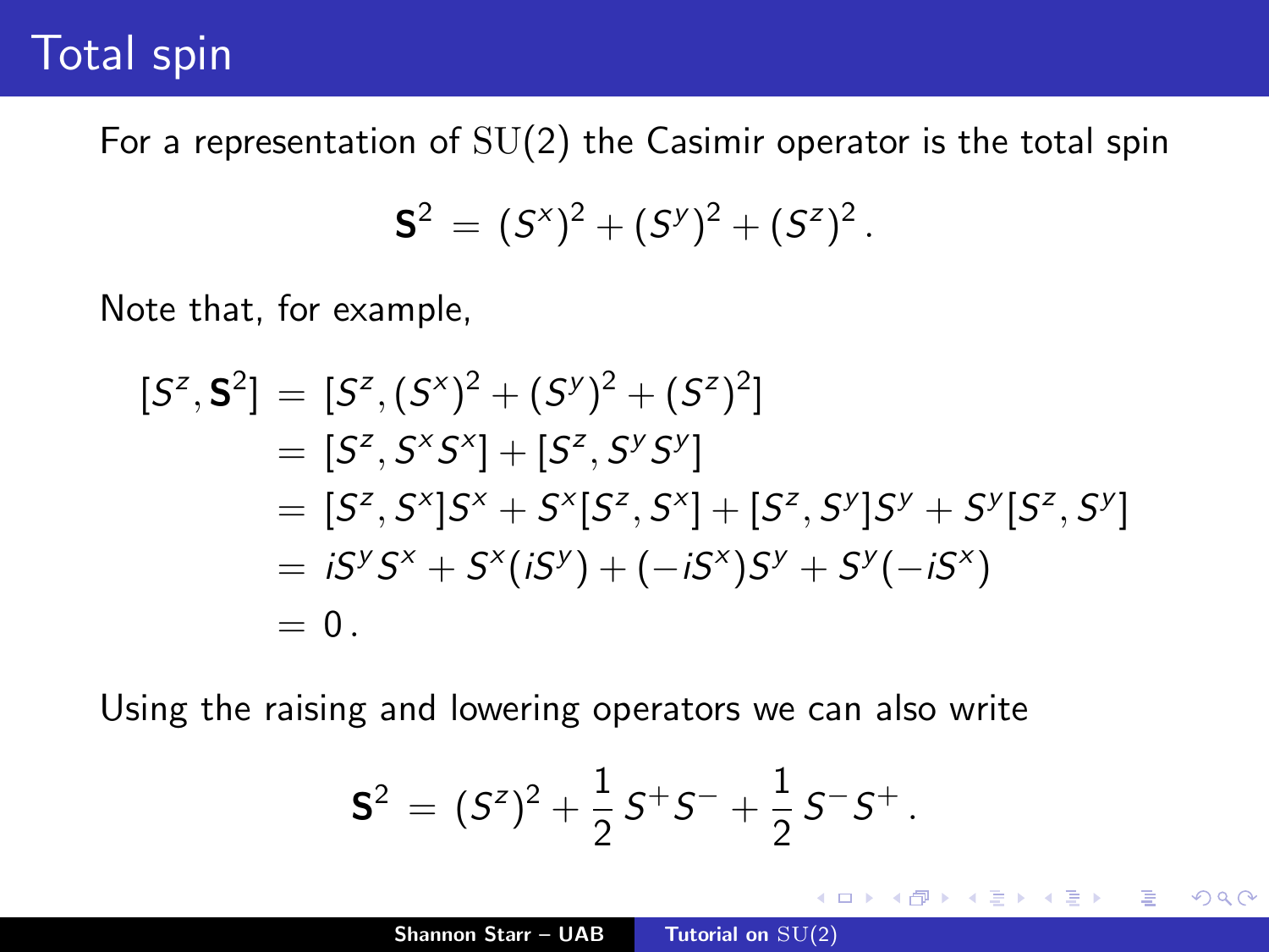# Total spin

For a representation of $\mathrm{SU}(2)$ the Casimir operator is the total spin

$$\mathbf{S}^2 = (S^x)^2 + (S^y)^2 + (S^z)^2 \,.$$

Note that, for example,

$$\begin{aligned}
[S^z, \mathbf{S}^2] &= [S^z, (S^x)^2 + (S^y)^2 + (S^z)^2] \\
&= [S^z, S^x S^x] + [S^z, S^y S^y] \\
&= [S^z, S^x]S^x + S^x[S^z, S^x] + [S^z, S^y]S^y + S^y[S^z, S^y] \\
&= iS^y S^x + S^x(iS^y) + (-iS^x)S^y + S^y(-iS^x) \\
&= 0 \,.
\end{aligned}$$

Using the raising and lowering operators we can also write

$$\mathbf{S}^2 = (S^z)^2 + \frac{1}{2}\, S^+ S^- + \frac{1}{2}\, S^- S^+ \,.$$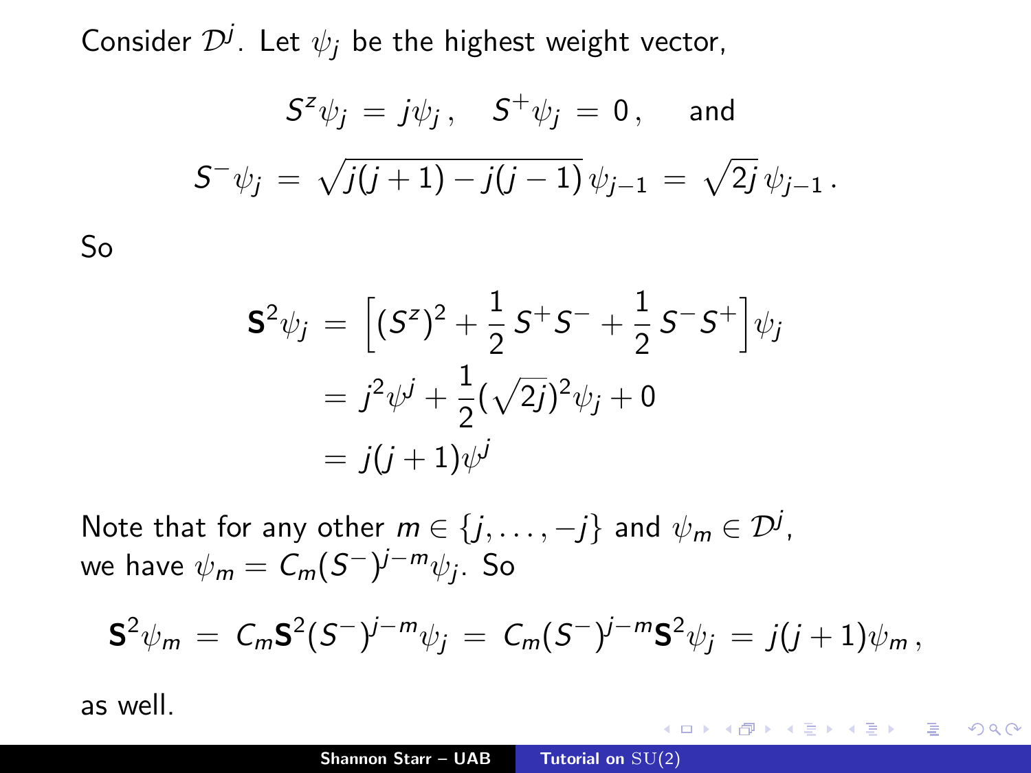Consider $\mathcal{D}^j$. Let $\psi_j$ be the highest weight vector,

$$S^z \psi_j = j\psi_j \,, \quad S^+ \psi_j = 0 \,, \quad \text{and}$$
$$S^- \psi_j = \sqrt{j(j+1) - j(j-1)}\, \psi_{j-1} = \sqrt{2j}\, \psi_{j-1} \,.$$

So

$$\begin{aligned}
\mathbf{S}^2 \psi_j &= \Big[ (S^z)^2 + \frac{1}{2}\, S^+ S^- + \frac{1}{2}\, S^- S^+ \Big] \psi_j \\
&= j^2 \psi^j + \frac{1}{2} (\sqrt{2j})^2 \psi_j + 0 \\
&= j(j+1) \psi^j
\end{aligned}$$

Note that for any other $m \in \{j, \dots, -j\}$ and $\psi_m \in \mathcal{D}^j$, we have $\psi_m = C_m (S^-)^{j-m} \psi_j$. So

$$\mathbf{S}^2 \psi_m = C_m \mathbf{S}^2 (S^-)^{j-m} \psi_j = C_m (S^-)^{j-m} \mathbf{S}^2 \psi_j = j(j+1) \psi_m \,,$$

as well.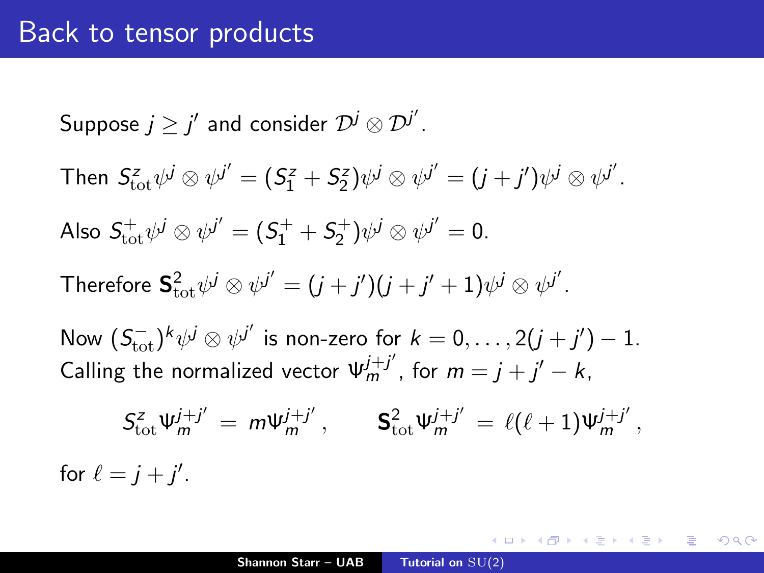# Back to tensor products

Suppose $j \geq j'$ and consider $\mathcal{D}^j \otimes \mathcal{D}^{j'}$.

Then $S^z_{\mathrm{tot}} \psi^j \otimes \psi^{j'} = (S^z_1 + S^z_2)\psi^j \otimes \psi^{j'} = (j + j')\psi^j \otimes \psi^{j'}$.

Also $S^+_{\mathrm{tot}} \psi^j \otimes \psi^{j'} = (S^+_1 + S^+_2)\psi^j \otimes \psi^{j'} = 0$.

Therefore $\mathbf{S}^2_{\mathrm{tot}} \psi^j \otimes \psi^{j'} = (j + j')(j + j' + 1)\psi^j \otimes \psi^{j'}$.

Now $(S^-_{\mathrm{tot}})^k \psi^j \otimes \psi^{j'}$ is non-zero for $k = 0, \dots, 2(j + j') - 1$. Calling the normalized vector $\Psi^{j+j'}_m$, for $m = j + j' - k$,

$$S^z_{\mathrm{tot}} \Psi^{j+j'}_m = m \Psi^{j+j'}_m \,, \qquad \mathbf{S}^2_{\mathrm{tot}} \Psi^{j+j'}_m = \ell(\ell + 1)\Psi^{j+j'}_m \,,$$

for $\ell = j + j'$.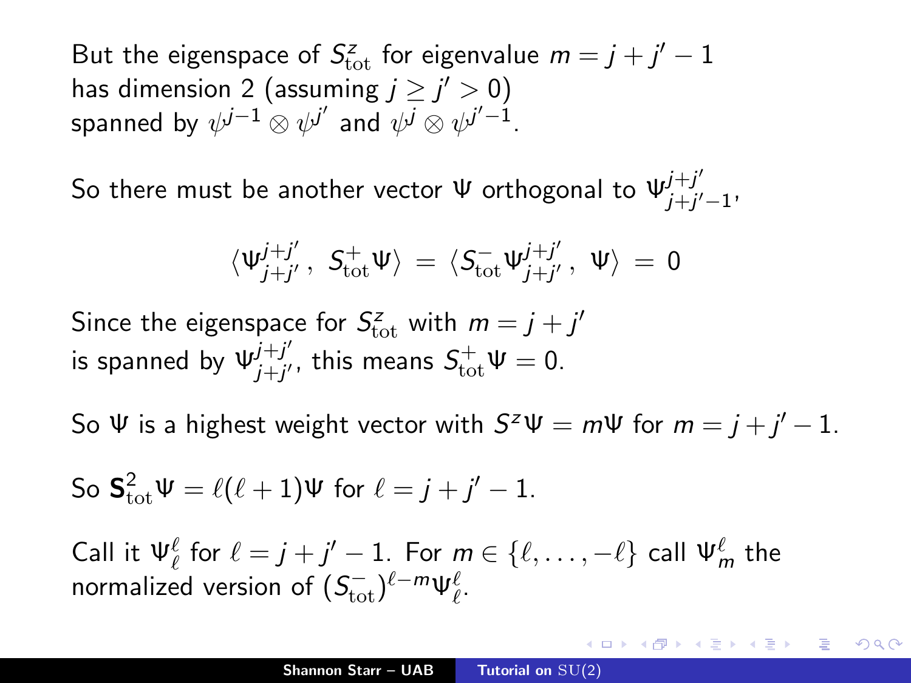But the eigenspace of $S^z_{\mathrm{tot}}$ for eigenvalue $m = j + j' - 1$ has dimension 2 (assuming $j \geq j' > 0$) spanned by $\psi^{j-1} \otimes \psi^{j'}$ and $\psi^{j} \otimes \psi^{j'-1}$.

So there must be another vector $\Psi$ orthogonal to $\Psi^{j+j'}_{j+j'-1}$,

$$\langle \Psi^{j+j'}_{j+j'} \, , \; S^+_{\mathrm{tot}} \Psi \rangle \, = \, \langle S^-_{\mathrm{tot}} \Psi^{j+j'}_{j+j'} \, , \; \Psi \rangle \, = \, 0$$

Since the eigenspace for $S^z_{\mathrm{tot}}$ with $m = j + j'$ is spanned by $\Psi^{j+j'}_{j+j'}$, this means $S^+_{\mathrm{tot}} \Psi = 0$.

So $\Psi$ is a highest weight vector with $S^z \Psi = m \Psi$ for $m = j + j' - 1$.

So $\mathbf{S}^2_{\mathrm{tot}} \Psi = \ell(\ell + 1) \Psi$ for $\ell = j + j' - 1$.

Call it $\Psi^\ell_\ell$ for $\ell = j + j' - 1$. For $m \in \{\ell, \dots, -\ell\}$ call $\Psi^\ell_m$ the normalized version of $(S^-_{\mathrm{tot}})^{\ell - m} \Psi^\ell_\ell$.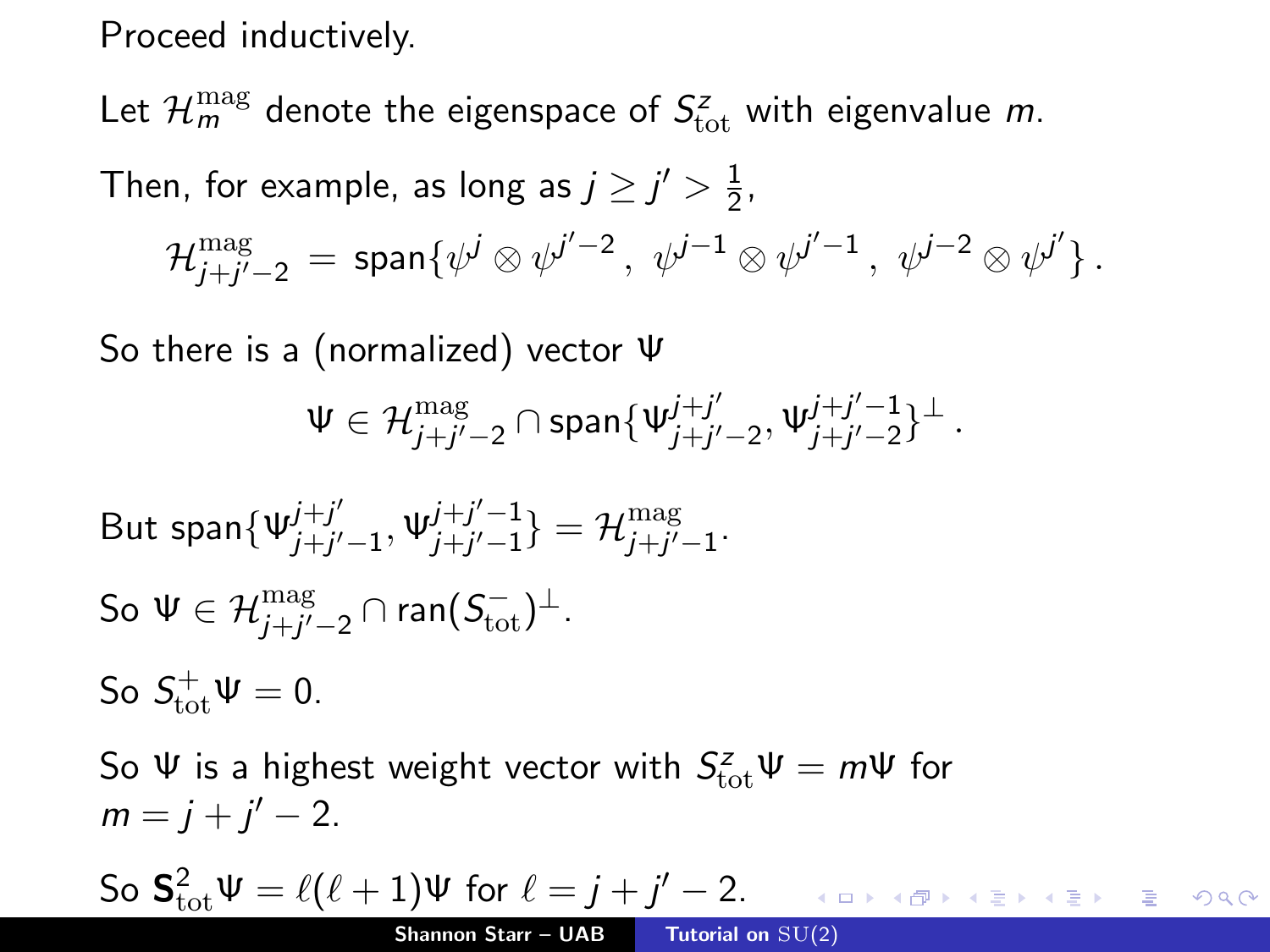Proceed inductively.

Let $\mathcal{H}_m^{\mathrm{mag}}$ denote the eigenspace of $S_{\mathrm{tot}}^z$ with eigenvalue $m$.

Then, for example, as long as $j \geq j' > \frac{1}{2}$,

$$\mathcal{H}_{j+j'-2}^{\mathrm{mag}} = \mathrm{span}\{\psi^j \otimes \psi^{j'-2},\ \psi^{j-1} \otimes \psi^{j'-1},\ \psi^{j-2} \otimes \psi^{j'}\}\,.$$

So there is a (normalized) vector $\Psi$

$$\Psi \in \mathcal{H}_{j+j'-2}^{\mathrm{mag}} \cap \mathrm{span}\{\Psi_{j+j'-2}^{j+j'}, \Psi_{j+j'-2}^{j+j'-1}\}^{\perp}\,.$$

But $\mathrm{span}\{\Psi_{j+j'-1}^{j+j'}, \Psi_{j+j'-1}^{j+j'-1}\} = \mathcal{H}_{j+j'-1}^{\mathrm{mag}}$.

So $\Psi \in \mathcal{H}_{j+j'-2}^{\mathrm{mag}} \cap \mathrm{ran}(S_{\mathrm{tot}}^-)^{\perp}$.

So $S_{\mathrm{tot}}^+ \Psi = 0$.

So $\Psi$ is a highest weight vector with $S_{\mathrm{tot}}^z \Psi = m\Psi$ for $m = j + j' - 2$.

So $\mathbf{S}_{\mathrm{tot}}^2 \Psi = \ell(\ell+1)\Psi$ for $\ell = j + j' - 2$.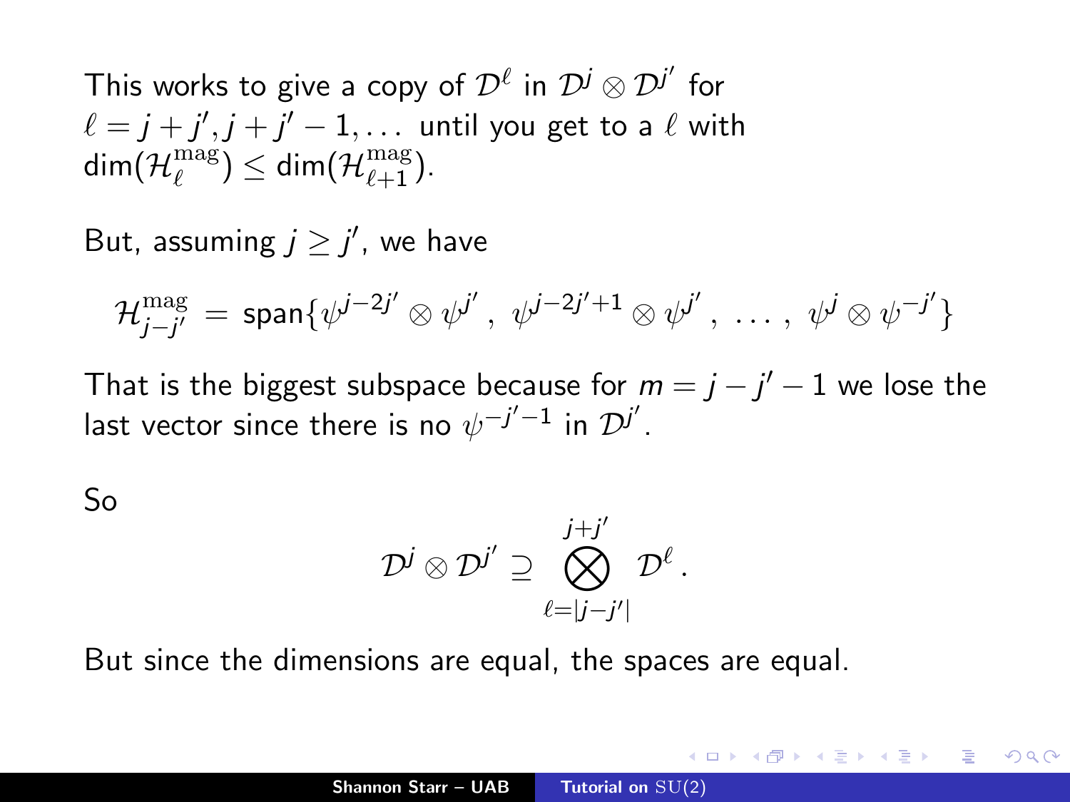This works to give a copy of $\mathcal{D}^\ell$ in $\mathcal{D}^j \otimes \mathcal{D}^{j'}$ for $\ell = j + j', j + j' - 1, \dots$ until you get to a $\ell$ with $\dim(\mathcal{H}_\ell^{\mathrm{mag}}) \leq \dim(\mathcal{H}_{\ell+1}^{\mathrm{mag}})$.

But, assuming $j \geq j'$, we have

$$\mathcal{H}_{j-j'}^{\mathrm{mag}} = \mathrm{span}\{\psi^{j-2j'} \otimes \psi^{j'}\,,\ \psi^{j-2j'+1} \otimes \psi^{j'}\,,\ \dots\,,\ \psi^{j} \otimes \psi^{-j'}\}$$

That is the biggest subspace because for $m = j - j' - 1$ we lose the last vector since there is no $\psi^{-j'-1}$ in $\mathcal{D}^{j'}$.

So

$$\mathcal{D}^j \otimes \mathcal{D}^{j'} \supseteq \bigotimes_{\ell=|j-j'|}^{j+j'} \mathcal{D}^\ell\,.$$

But since the dimensions are equal, the spaces are equal.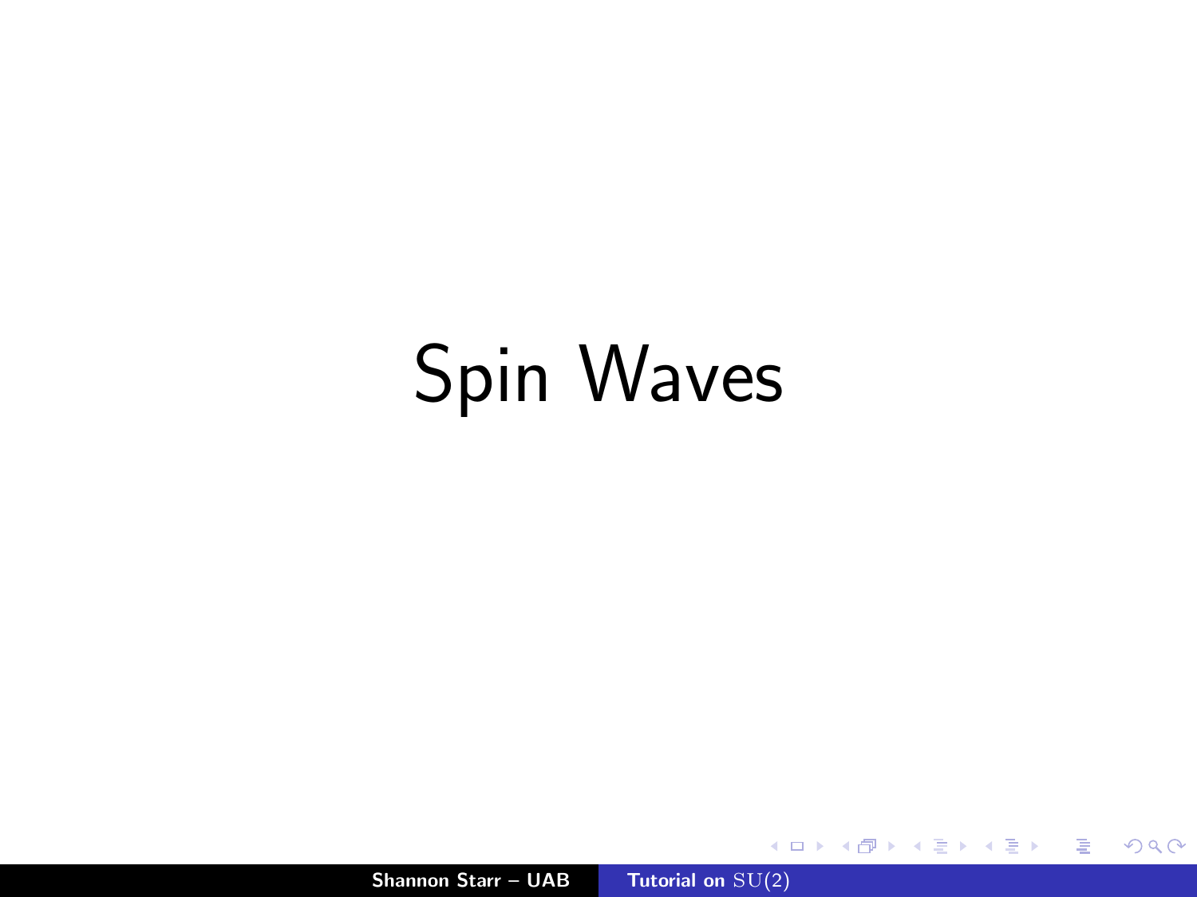# Spin Waves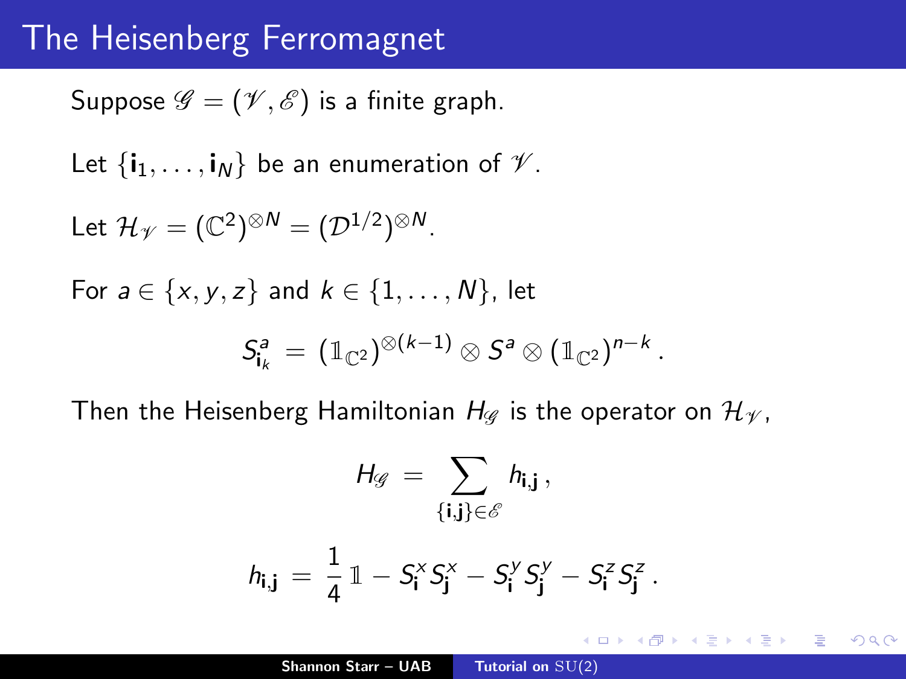# The Heisenberg Ferromagnet

Suppose $\mathscr{G} = (\mathscr{V}, \mathscr{E})$ is a finite graph.

Let $\{\mathbf{i}_1, \dots, \mathbf{i}_N\}$ be an enumeration of $\mathscr{V}$.

Let $\mathcal{H}_{\mathscr{V}} = (\mathbb{C}^2)^{\otimes N} = (\mathcal{D}^{1/2})^{\otimes N}$.

For $a \in \{x, y, z\}$ and $k \in \{1, \dots, N\}$, let

$$S^a_{\mathbf{i}_k} = (\mathbb{1}_{\mathbb{C}^2})^{\otimes(k-1)} \otimes S^a \otimes (\mathbb{1}_{\mathbb{C}^2})^{n-k}.$$

Then the Heisenberg Hamiltonian $H_{\mathscr{G}}$ is the operator on $\mathcal{H}_{\mathscr{V}}$,

$$H_{\mathscr{G}} = \sum_{\{\mathbf{i},\mathbf{j}\} \in \mathscr{E}} h_{\mathbf{i},\mathbf{j}},$$

$$h_{\mathbf{i},\mathbf{j}} = \frac{1}{4}\mathbb{1} - S^x_{\mathbf{i}} S^x_{\mathbf{j}} - S^y_{\mathbf{i}} S^y_{\mathbf{j}} - S^z_{\mathbf{i}} S^z_{\mathbf{j}}.$$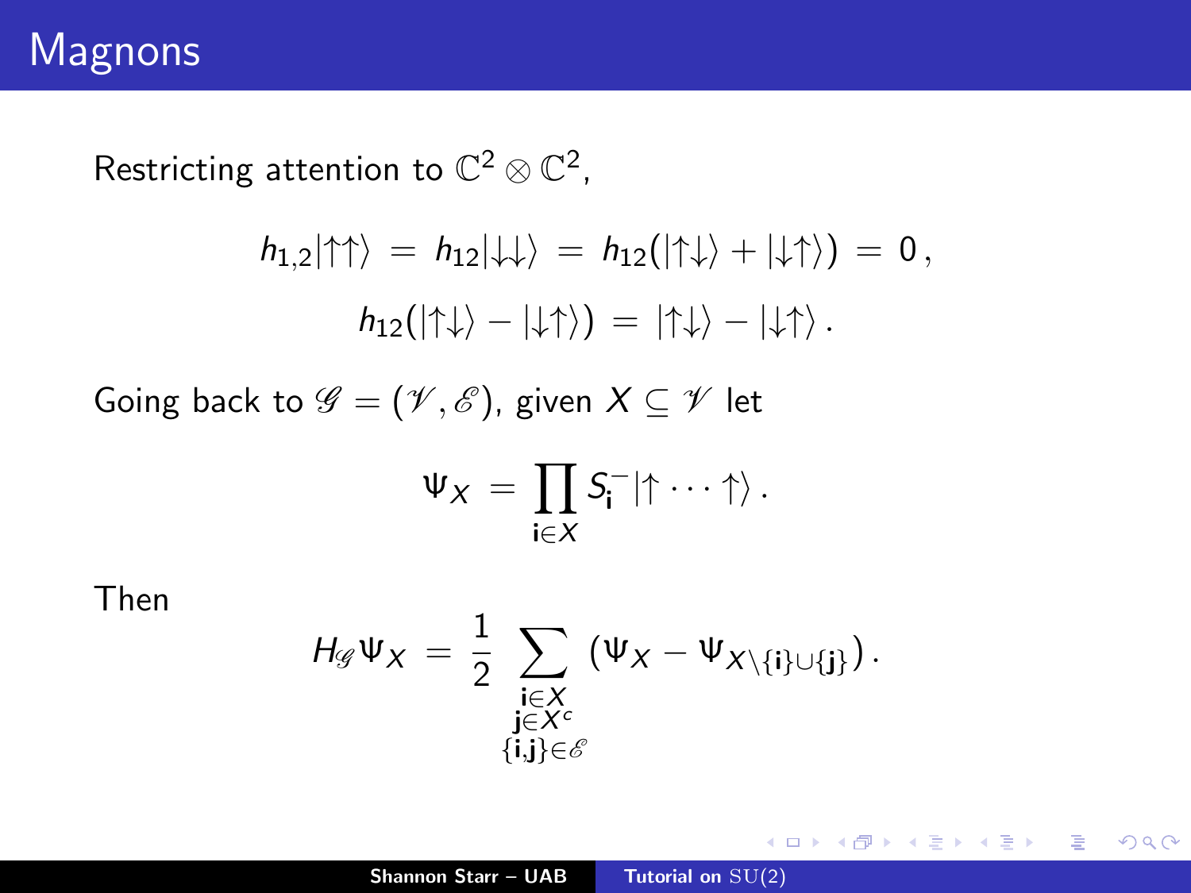# Magnons

Restricting attention to $\mathbb{C}^2 \otimes \mathbb{C}^2$,

$$h_{1,2}|\uparrow\uparrow\rangle \;=\; h_{12}|\downarrow\downarrow\rangle \;=\; h_{12}(|\uparrow\downarrow\rangle + |\downarrow\uparrow\rangle) \;=\; 0\,,$$
$$h_{12}(|\uparrow\downarrow\rangle - |\downarrow\uparrow\rangle) \;=\; |\uparrow\downarrow\rangle - |\downarrow\uparrow\rangle\,.$$

Going back to $\mathscr{G} = (\mathscr{V}, \mathscr{E})$, given $X \subseteq \mathscr{V}$ let

$$\Psi_X \;=\; \prod_{\mathbf{i} \in X} S_{\mathbf{i}}^{-} |\uparrow \cdots \uparrow\rangle\,.$$

Then

$$H_{\mathscr{G}} \Psi_X \;=\; \frac{1}{2} \sum_{\substack{\mathbf{i} \in X \\ \mathbf{j} \in X^c \\ \{\mathbf{i},\mathbf{j}\} \in \mathscr{E}}} \left(\Psi_X - \Psi_{X \setminus \{\mathbf{i}\} \cup \{\mathbf{j}\}}\right).$$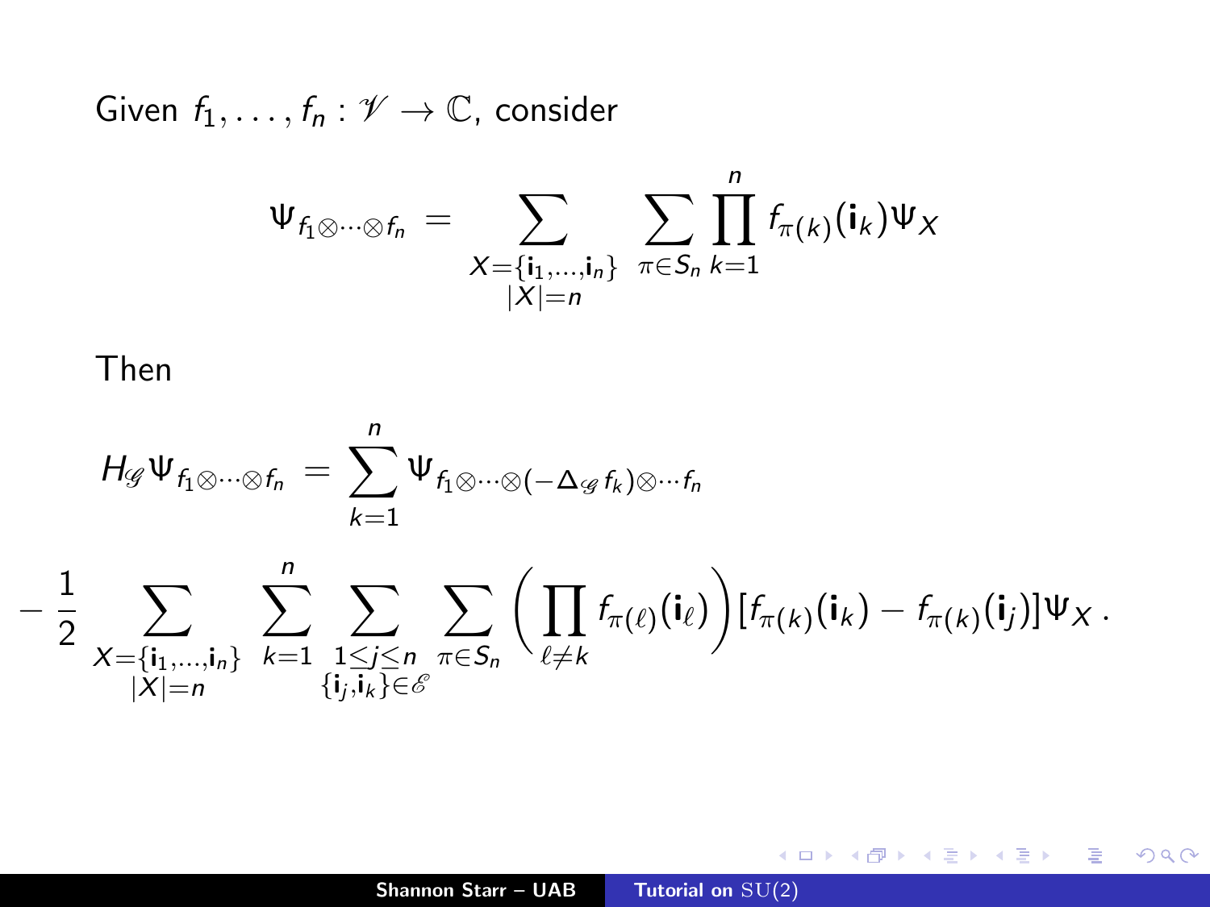Given $f_1, \dots, f_n : \mathscr{V} \to \mathbb{C}$, consider

$$
\Psi_{f_1 \otimes \cdots \otimes f_n} = \sum_{\substack{X = \{\mathbf{i}_1, \dots, \mathbf{i}_n\} \\ |X| = n}} \sum_{\pi \in S_n} \prod_{k=1}^{n} f_{\pi(k)}(\mathbf{i}_k) \Psi_X
$$

Then

$$
H_{\mathscr{G}} \Psi_{f_1 \otimes \cdots \otimes f_n} = \sum_{k=1}^{n} \Psi_{f_1 \otimes \cdots \otimes (-\Delta_{\mathscr{G}} f_k) \otimes \cdots f_n}
$$

$$
- \frac{1}{2} \sum_{\substack{X = \{\mathbf{i}_1, \dots, \mathbf{i}_n\} \\ |X| = n}} \sum_{k=1}^{n} \sum_{\substack{1 \leq j \leq n \\ \{\mathbf{i}_j, \mathbf{i}_k\} \in \mathscr{E}}} \sum_{\pi \in S_n} \left( \prod_{\ell \neq k} f_{\pi(\ell)}(\mathbf{i}_\ell) \right) [f_{\pi(k)}(\mathbf{i}_k) - f_{\pi(k)}(\mathbf{i}_j)] \Psi_X \, .
$$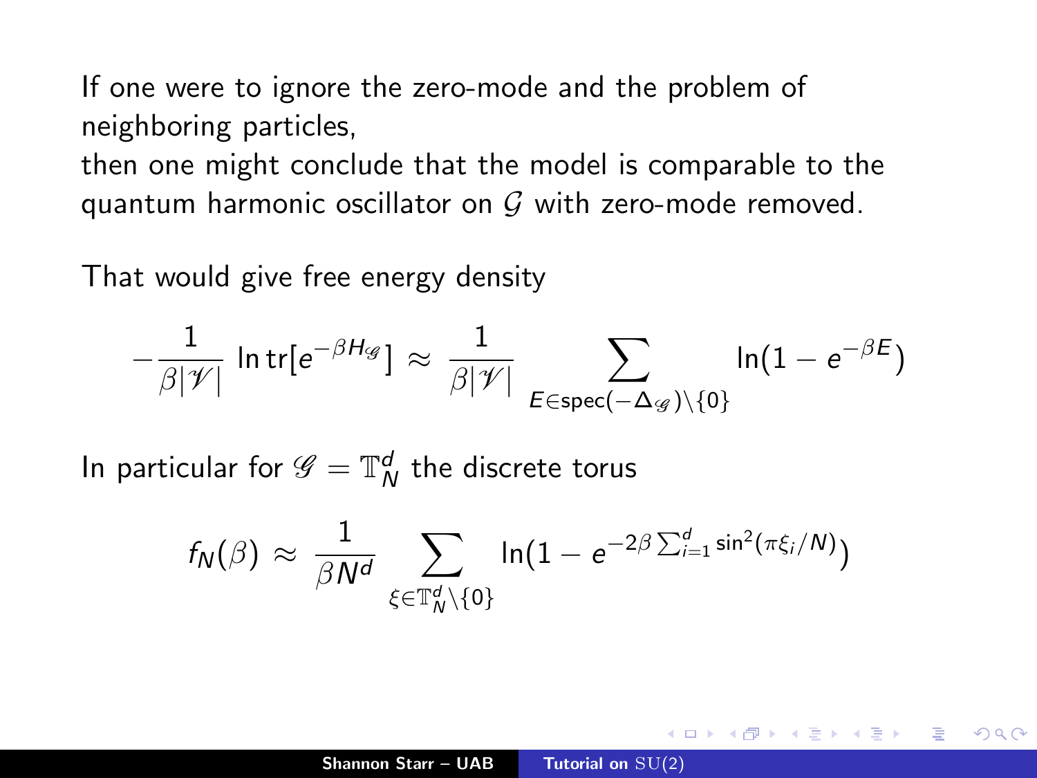If one were to ignore the zero-mode and the problem of neighboring particles,

then one might conclude that the model is comparable to the quantum harmonic oscillator on $\mathcal{G}$ with zero-mode removed.

That would give free energy density

$$-\frac{1}{\beta|\mathscr{V}|} \ln \mathrm{tr}[e^{-\beta H_{\mathscr{G}}}] \approx \frac{1}{\beta|\mathscr{V}|} \sum_{E \in \mathrm{spec}(-\Delta_{\mathscr{G}})\setminus\{0\}} \ln(1 - e^{-\beta E})$$

In particular for $\mathscr{G} = \mathbb{T}_N^d$ the discrete torus

$$f_N(\beta) \approx \frac{1}{\beta N^d} \sum_{\xi \in \mathbb{T}_N^d \setminus \{0\}} \ln\left(1 - e^{-2\beta \sum_{i=1}^d \sin^2(\pi \xi_i / N)}\right)$$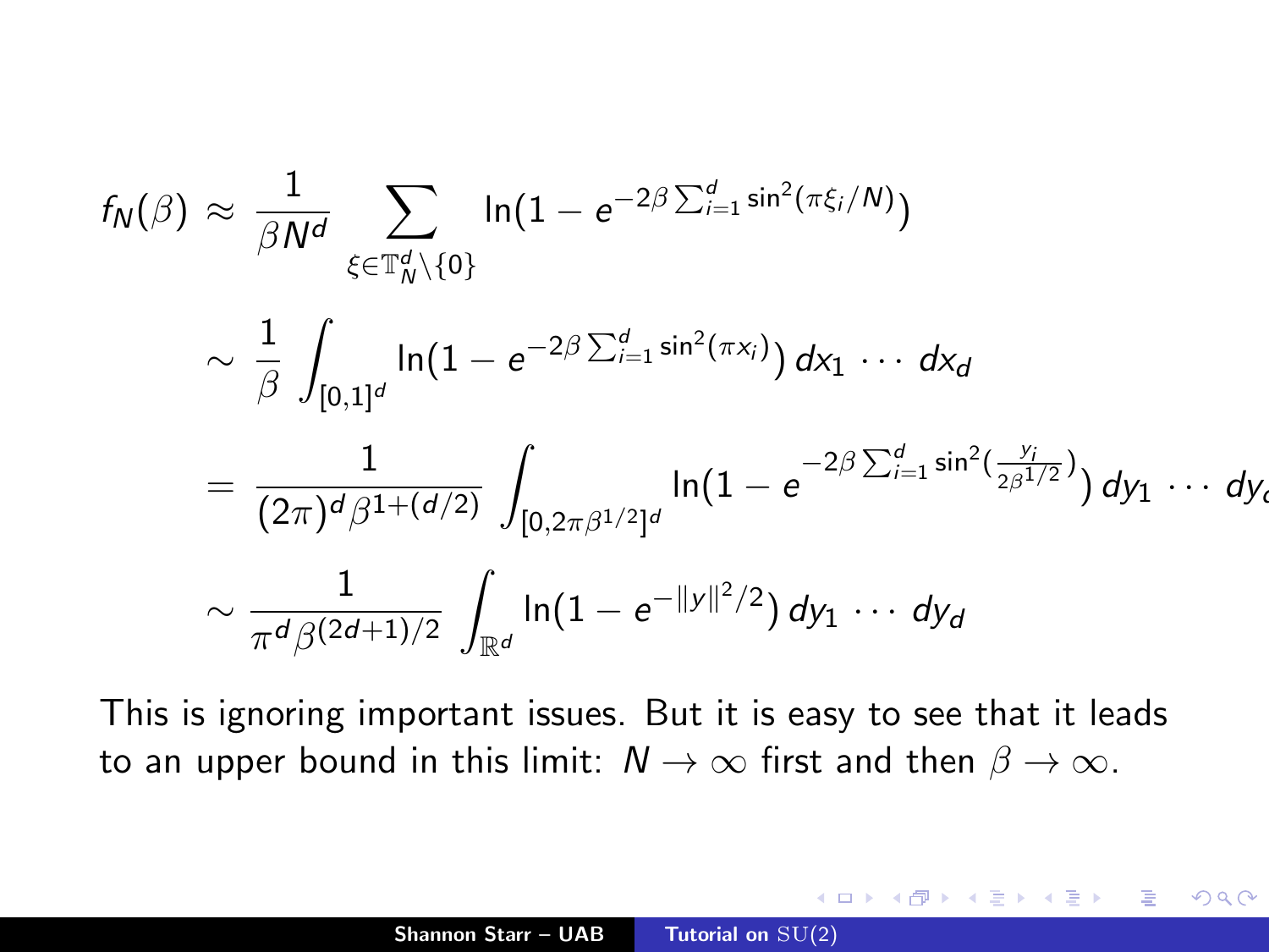$$
\begin{aligned}
f_N(\beta) \; &\approx \; \frac{1}{\beta N^d} \sum_{\xi \in \mathbb{T}_N^d \setminus \{0\}} \ln(1 - e^{-2\beta \sum_{i=1}^d \sin^2(\pi \xi_i / N)}) \\
&\sim \; \frac{1}{\beta} \int_{[0,1]^d} \ln(1 - e^{-2\beta \sum_{i=1}^d \sin^2(\pi x_i)}) \, dx_1 \, \cdots \, dx_d \\
&= \; \frac{1}{(2\pi)^d \beta^{1+(d/2)}} \int_{[0,2\pi\beta^{1/2}]^d} \ln(1 - e^{-2\beta \sum_{i=1}^d \sin^2(\frac{y_i}{2\beta^{1/2}})}) \, dy_1 \, \cdots \, dy_d \\
&\sim \frac{1}{\pi^d \beta^{(2d+1)/2}} \int_{\mathbb{R}^d} \ln(1 - e^{-\|y\|^2/2}) \, dy_1 \, \cdots \, dy_d
\end{aligned}
$$

This is ignoring important issues. But it is easy to see that it leads to an upper bound in this limit: $N \to \infty$ first and then $\beta \to \infty$.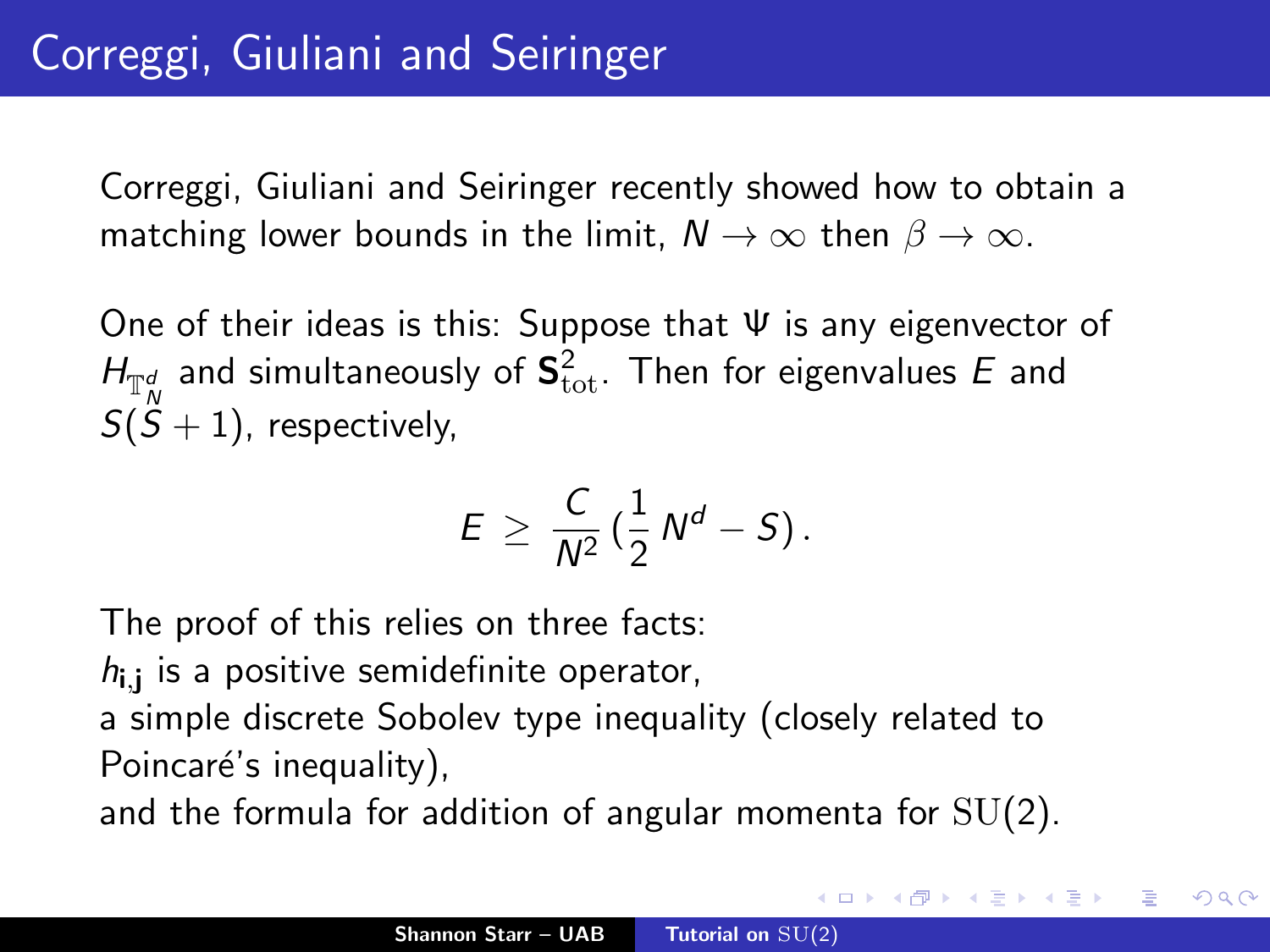# Correggi, Giuliani and Seiringer

Correggi, Giuliani and Seiringer recently showed how to obtain a matching lower bounds in the limit, $N \to \infty$ then $\beta \to \infty$.

One of their ideas is this: Suppose that $\Psi$ is any eigenvector of $H_{\mathbb{T}_N^d}$ and simultaneously of $\mathbf{S}_{\mathrm{tot}}^2$. Then for eigenvalues $E$ and $S(S+1)$, respectively,

$$E \geq \frac{C}{N^2} \left(\frac{1}{2} N^d - S\right).$$

The proof of this relies on three facts:
$h_{\mathbf{i},\mathbf{j}}$ is a positive semidefinite operator,
a simple discrete Sobolev type inequality (closely related to Poincaré's inequality),
and the formula for addition of angular momenta for $\mathrm{SU}(2)$.